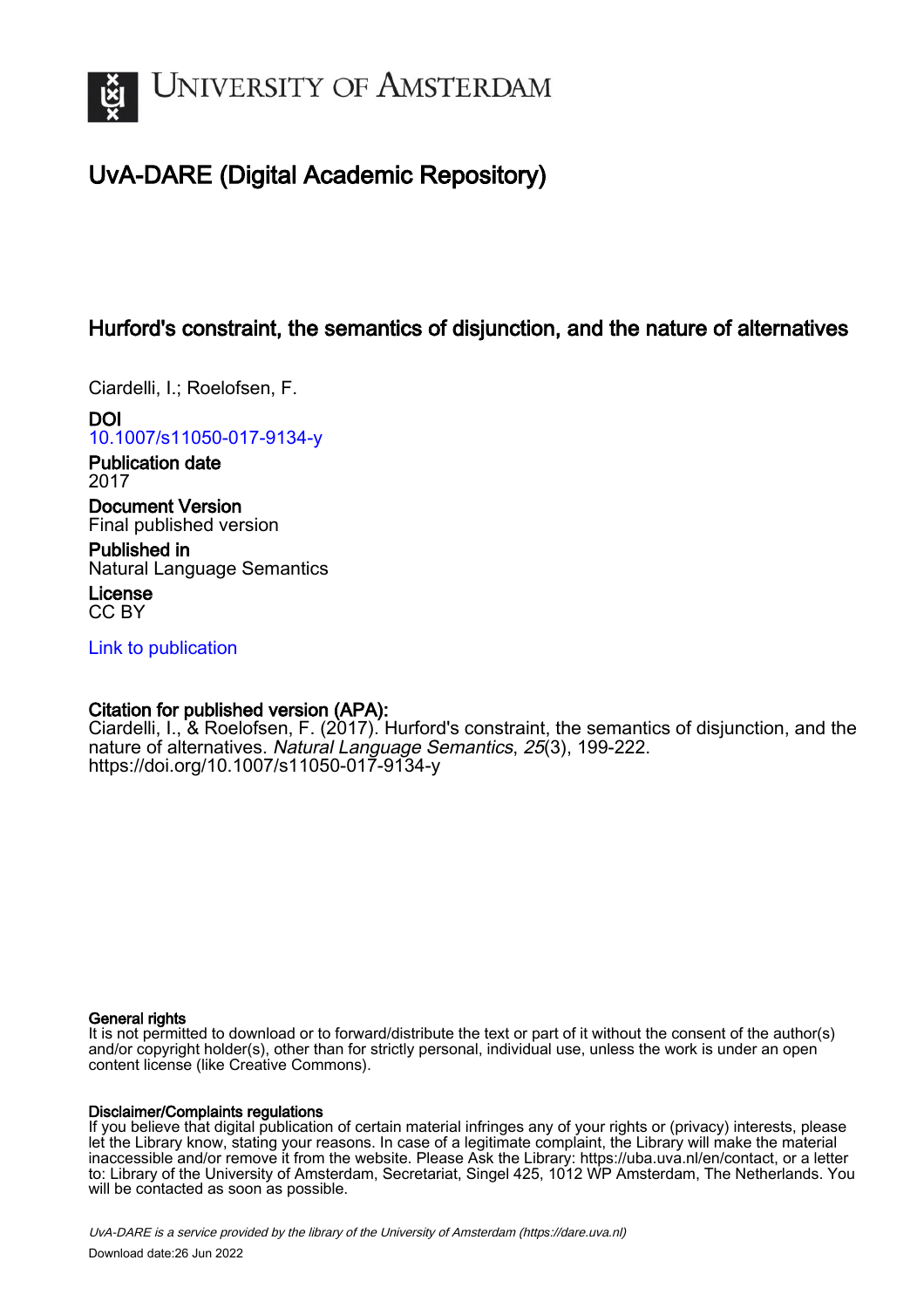# UvA-DARE (Digital Academic Repository)

## Hurford's constraint, the semantics of disjunction, and the nature of alternatives

Ciardelli, I.; Roelofsen, F.

**DOI**
10.1007/s11050-017-9134-y

**Publication date**
2017

**Document Version**
Final published version

**Published in**
Natural Language Semantics

**License**
CC BY

Link to publication

**Citation for published version (APA):**
Ciardelli, I., & Roelofsen, F. (2017). Hurford's constraint, the semantics of disjunction, and the nature of alternatives. *Natural Language Semantics*, *25*(3), 199-222. https://doi.org/10.1007/s11050-017-9134-y

**General rights**
It is not permitted to download or to forward/distribute the text or part of it without the consent of the author(s) and/or copyright holder(s), other than for strictly personal, individual use, unless the work is under an open content license (like Creative Commons).

**Disclaimer/Complaints regulations**
If you believe that digital publication of certain material infringes any of your rights or (privacy) interests, please let the Library know, stating your reasons. In case of a legitimate complaint, the Library will make the material inaccessible and/or remove it from the website. Please Ask the Library: https://uba.uva.nl/en/contact, or a letter to: Library of the University of Amsterdam, Secretariat, Singel 425, 1012 WP Amsterdam, The Netherlands. You will be contacted as soon as possible.

UvA-DARE is a service provided by the library of the University of Amsterdam (https://dare.uva.nl)

Download date:26 Jun 2022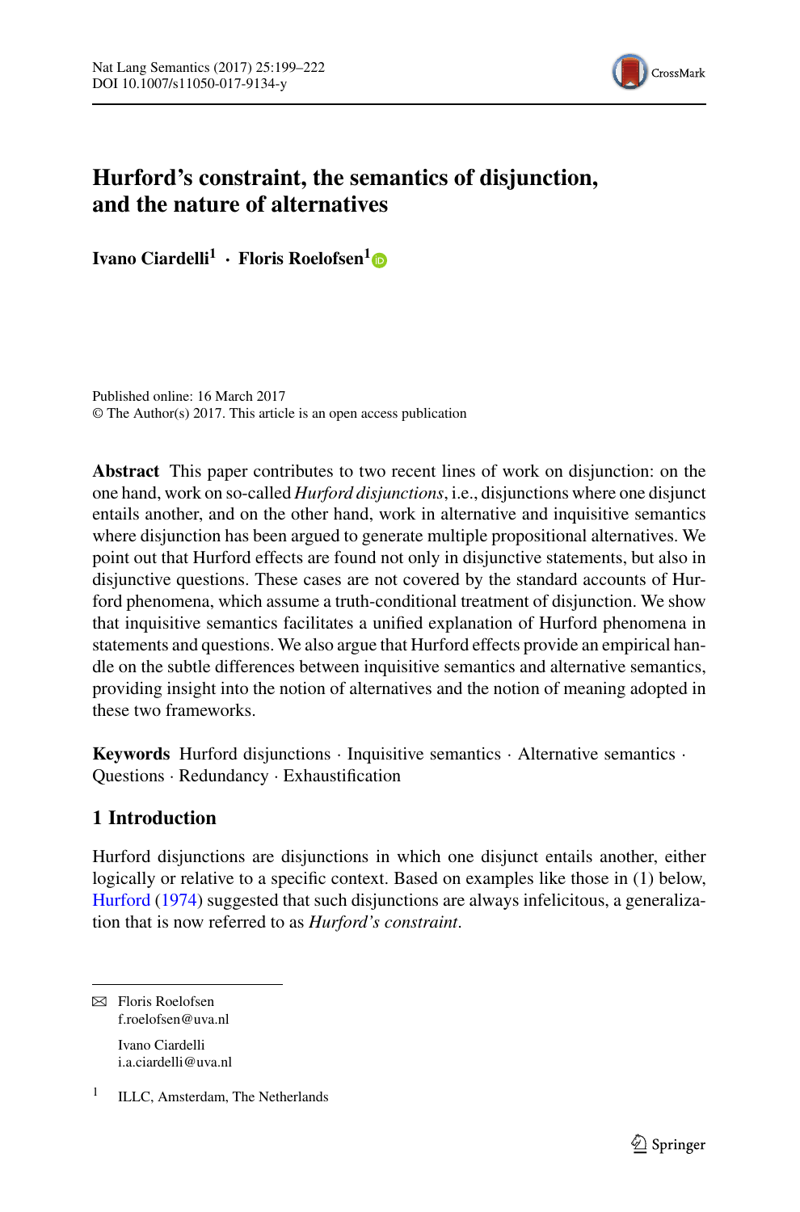# Hurford's constraint, the semantics of disjunction, and the nature of alternatives

**Ivano Ciardelli[1] · Floris Roelofsen[1]**

Published online: 16 March 2017
© The Author(s) 2017. This article is an open access publication

**Abstract** This paper contributes to two recent lines of work on disjunction: on the one hand, work on so-called *Hurford disjunctions*, i.e., disjunctions where one disjunct entails another, and on the other hand, work in alternative and inquisitive semantics where disjunction has been argued to generate multiple propositional alternatives. We point out that Hurford effects are found not only in disjunctive statements, but also in disjunctive questions. These cases are not covered by the standard accounts of Hurford phenomena, which assume a truth-conditional treatment of disjunction. We show that inquisitive semantics facilitates a unified explanation of Hurford phenomena in statements and questions. We also argue that Hurford effects provide an empirical handle on the subtle differences between inquisitive semantics and alternative semantics, providing insight into the notion of alternatives and the notion of meaning adopted in these two frameworks.

**Keywords** Hurford disjunctions · Inquisitive semantics · Alternative semantics · Questions · Redundancy · Exhaustification

## 1 Introduction

Hurford disjunctions are disjunctions in which one disjunct entails another, either logically or relative to a specific context. Based on examples like those in (1) below, Hurford (1974) suggested that such disjunctions are always infelicitous, a generalization that is now referred to as *Hurford's constraint*.

---

✉ Floris Roelofsen
f.roelofsen@uva.nl

Ivano Ciardelli
i.a.ciardelli@uva.nl

[1] ILLC, Amsterdam, The Netherlands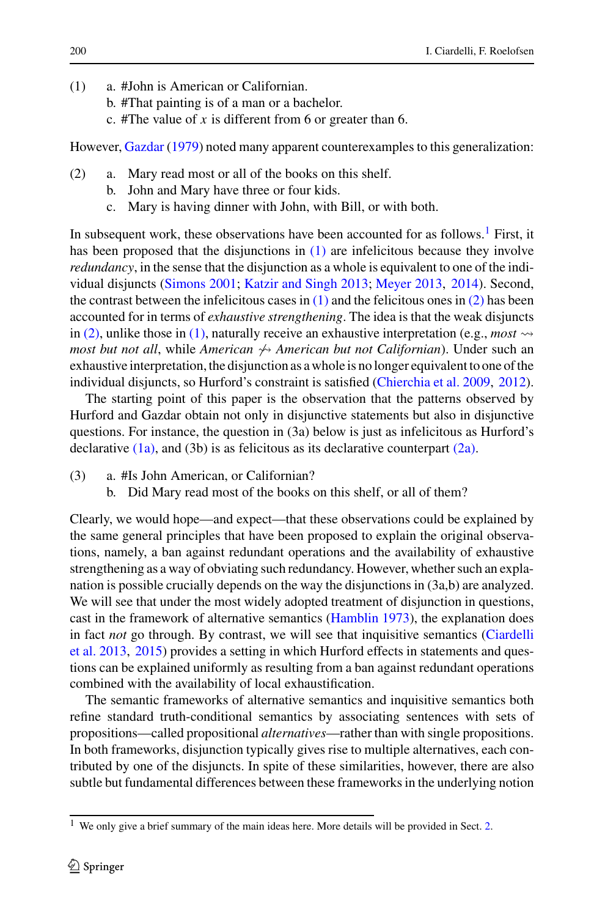(1) a. #John is American or Californian.
    b. #That painting is of a man or a bachelor.
    c. #The value of $x$ is different from 6 or greater than 6.

However, Gazdar (1979) noted many apparent counterexamples to this generalization:

(2) a. Mary read most or all of the books on this shelf.
    b. John and Mary have three or four kids.
    c. Mary is having dinner with John, with Bill, or with both.

In subsequent work, these observations have been accounted for as follows.[1] First, it has been proposed that the disjunctions in (1) are infelicitous because they involve *redundancy*, in the sense that the disjunction as a whole is equivalent to one of the individual disjuncts (Simons 2001; Katzir and Singh 2013; Meyer 2013, 2014). Second, the contrast between the infelicitous cases in (1) and the felicitous ones in (2) has been accounted for in terms of *exhaustive strengthening*. The idea is that the weak disjuncts in (2), unlike those in (1), naturally receive an exhaustive interpretation (e.g., *most* $\rightsquigarrow$ *most but not all*, while *American* $\not\rightsquigarrow$ *American but not Californian*). Under such an exhaustive interpretation, the disjunction as a whole is no longer equivalent to one of the individual disjuncts, so Hurford's constraint is satisfied (Chierchia et al. 2009, 2012).

The starting point of this paper is the observation that the patterns observed by Hurford and Gazdar obtain not only in disjunctive statements but also in disjunctive questions. For instance, the question in (3a) below is just as infelicitous as Hurford's declarative (1a), and (3b) is as felicitous as its declarative counterpart (2a).

(3) a. #Is John American, or Californian?
    b. Did Mary read most of the books on this shelf, or all of them?

Clearly, we would hope—and expect—that these observations could be explained by the same general principles that have been proposed to explain the original observations, namely, a ban against redundant operations and the availability of exhaustive strengthening as a way of obviating such redundancy. However, whether such an explanation is possible crucially depends on the way the disjunctions in (3a,b) are analyzed. We will see that under the most widely adopted treatment of disjunction in questions, cast in the framework of alternative semantics (Hamblin 1973), the explanation does in fact *not* go through. By contrast, we will see that inquisitive semantics (Ciardelli et al. 2013, 2015) provides a setting in which Hurford effects in statements and questions can be explained uniformly as resulting from a ban against redundant operations combined with the availability of local exhaustification.

The semantic frameworks of alternative semantics and inquisitive semantics both refine standard truth-conditional semantics by associating sentences with sets of propositions—called propositional *alternatives*—rather than with single propositions. In both frameworks, disjunction typically gives rise to multiple alternatives, each contributed by one of the disjuncts. In spite of these similarities, however, there are also subtle but fundamental differences between these frameworks in the underlying notion

[1] We only give a brief summary of the main ideas here. More details will be provided in Sect. 2.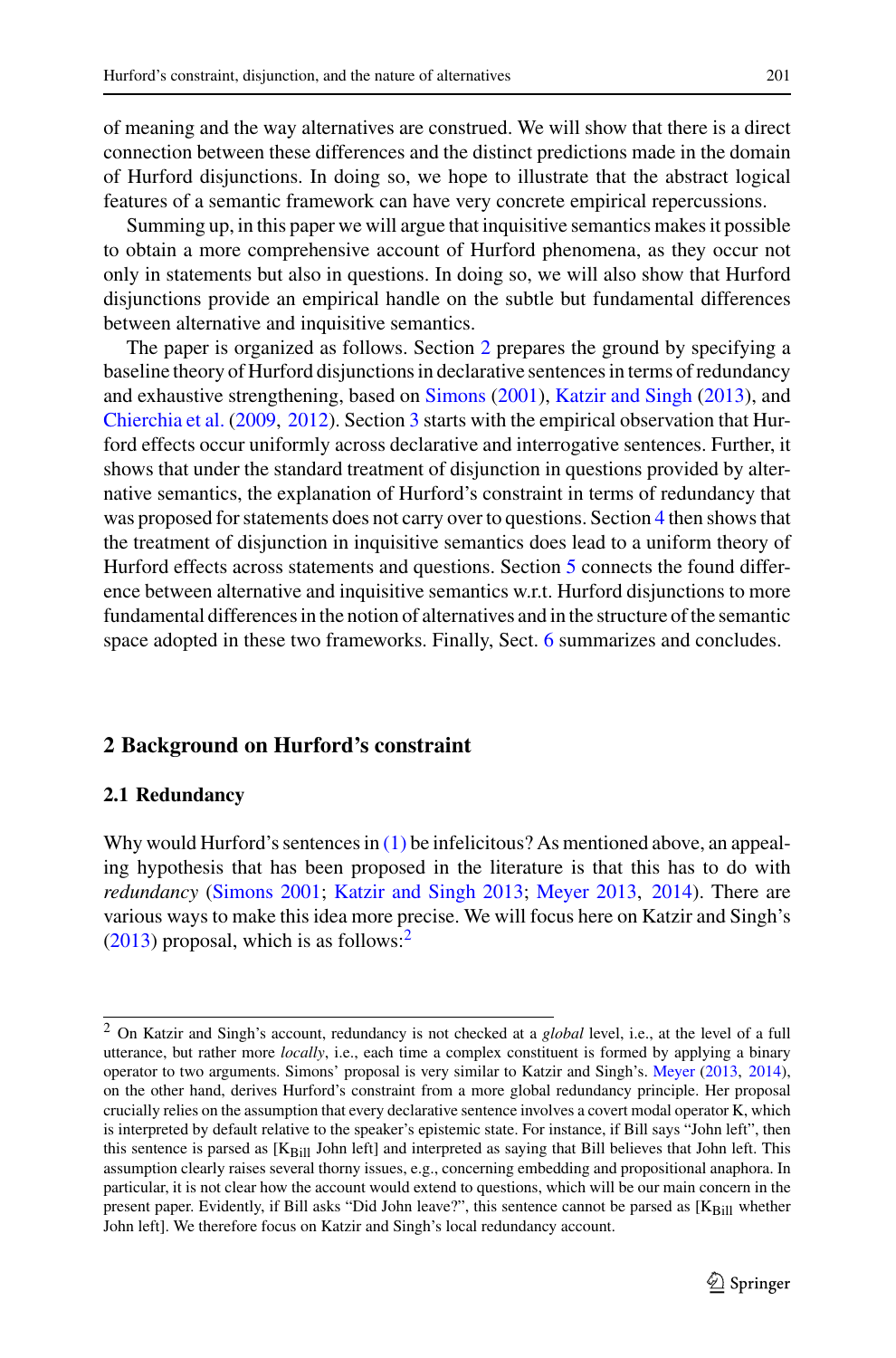of meaning and the way alternatives are construed. We will show that there is a direct connection between these differences and the distinct predictions made in the domain of Hurford disjunctions. In doing so, we hope to illustrate that the abstract logical features of a semantic framework can have very concrete empirical repercussions.

Summing up, in this paper we will argue that inquisitive semantics makes it possible to obtain a more comprehensive account of Hurford phenomena, as they occur not only in statements but also in questions. In doing so, we will also show that Hurford disjunctions provide an empirical handle on the subtle but fundamental differences between alternative and inquisitive semantics.

The paper is organized as follows. Section 2 prepares the ground by specifying a baseline theory of Hurford disjunctions in declarative sentences in terms of redundancy and exhaustive strengthening, based on Simons (2001), Katzir and Singh (2013), and Chierchia et al. (2009, 2012). Section 3 starts with the empirical observation that Hurford effects occur uniformly across declarative and interrogative sentences. Further, it shows that under the standard treatment of disjunction in questions provided by alternative semantics, the explanation of Hurford's constraint in terms of redundancy that was proposed for statements does not carry over to questions. Section 4 then shows that the treatment of disjunction in inquisitive semantics does lead to a uniform theory of Hurford effects across statements and questions. Section 5 connects the found difference between alternative and inquisitive semantics w.r.t. Hurford disjunctions to more fundamental differences in the notion of alternatives and in the structure of the semantic space adopted in these two frameworks. Finally, Sect. 6 summarizes and concludes.

## 2 Background on Hurford's constraint

### 2.1 Redundancy

Why would Hurford's sentences in (1) be infelicitous? As mentioned above, an appealing hypothesis that has been proposed in the literature is that this has to do with *redundancy* (Simons 2001; Katzir and Singh 2013; Meyer 2013, 2014). There are various ways to make this idea more precise. We will focus here on Katzir and Singh's (2013) proposal, which is as follows:[2]

[2] On Katzir and Singh's account, redundancy is not checked at a *global* level, i.e., at the level of a full utterance, but rather more *locally*, i.e., each time a complex constituent is formed by applying a binary operator to two arguments. Simons' proposal is very similar to Katzir and Singh's. Meyer (2013, 2014), on the other hand, derives Hurford's constraint from a more global redundancy principle. Her proposal crucially relies on the assumption that every declarative sentence involves a covert modal operator K, which is interpreted by default relative to the speaker's epistemic state. For instance, if Bill says "John left", then this sentence is parsed as [$K_{Bill}$ John left] and interpreted as saying that Bill believes that John left. This assumption clearly raises several thorny issues, e.g., concerning embedding and propositional anaphora. In particular, it is not clear how the account would extend to questions, which will be our main concern in the present paper. Evidently, if Bill asks "Did John leave?", this sentence cannot be parsed as [$K_{Bill}$ whether John left]. We therefore focus on Katzir and Singh's local redundancy account.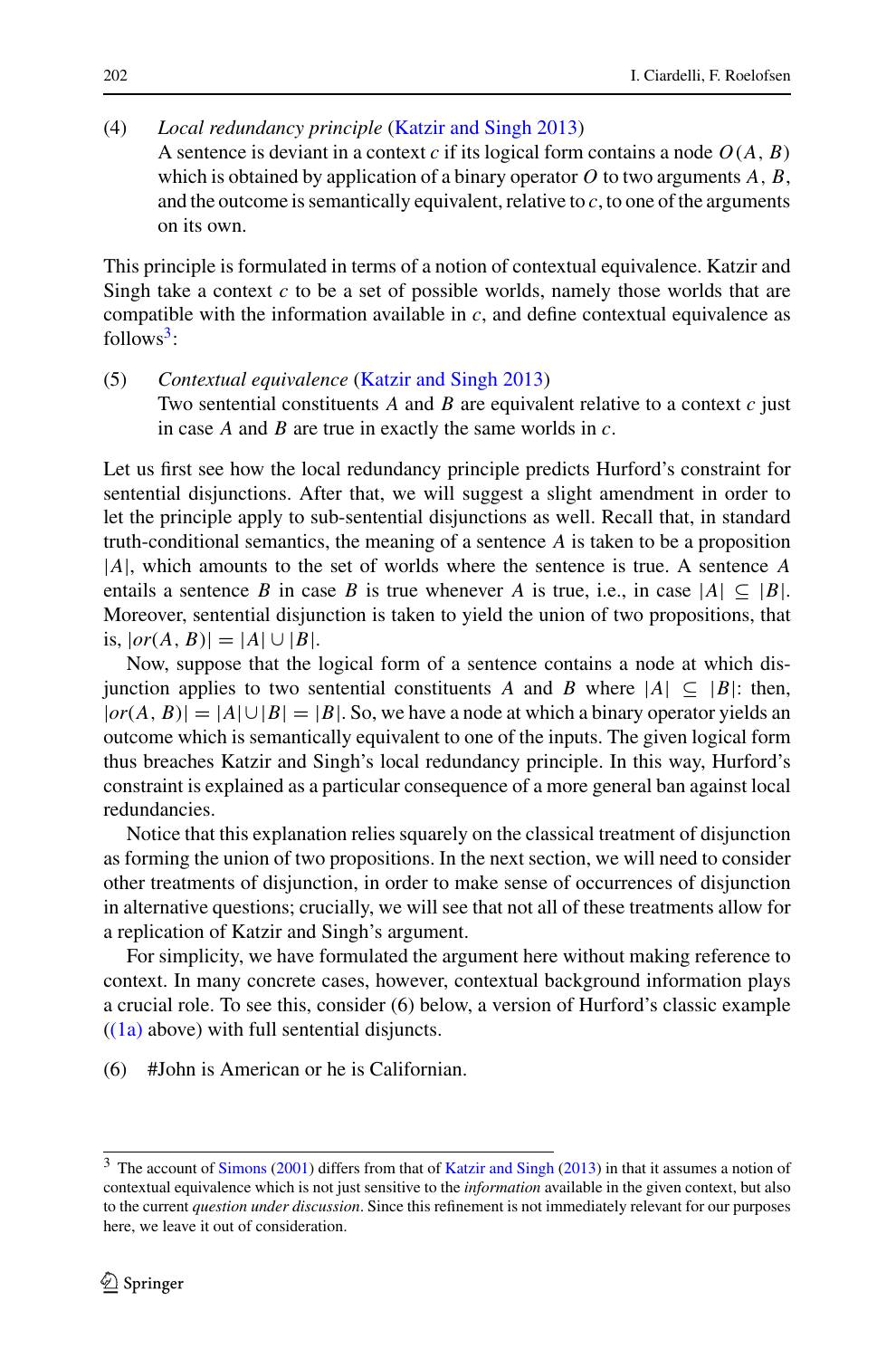(4) *Local redundancy principle* (Katzir and Singh 2013)
A sentence is deviant in a context $c$ if its logical form contains a node $O(A, B)$ which is obtained by application of a binary operator $O$ to two arguments $A$, $B$, and the outcome is semantically equivalent, relative to $c$, to one of the arguments on its own.

This principle is formulated in terms of a notion of contextual equivalence. Katzir and Singh take a context $c$ to be a set of possible worlds, namely those worlds that are compatible with the information available in $c$, and define contextual equivalence as follows[3]:

(5) *Contextual equivalence* (Katzir and Singh 2013)
Two sentential constituents $A$ and $B$ are equivalent relative to a context $c$ just in case $A$ and $B$ are true in exactly the same worlds in $c$.

Let us first see how the local redundancy principle predicts Hurford's constraint for sentential disjunctions. After that, we will suggest a slight amendment in order to let the principle apply to sub-sentential disjunctions as well. Recall that, in standard truth-conditional semantics, the meaning of a sentence $A$ is taken to be a proposition $|A|$, which amounts to the set of worlds where the sentence is true. A sentence $A$ entails a sentence $B$ in case $B$ is true whenever $A$ is true, i.e., in case $|A| \subseteq |B|$. Moreover, sentential disjunction is taken to yield the union of two propositions, that is, $|or(A, B)| = |A| \cup |B|$.

Now, suppose that the logical form of a sentence contains a node at which disjunction applies to two sentential constituents $A$ and $B$ where $|A| \subseteq |B|$: then, $|or(A, B)| = |A| \cup |B| = |B|$. So, we have a node at which a binary operator yields an outcome which is semantically equivalent to one of the inputs. The given logical form thus breaches Katzir and Singh's local redundancy principle. In this way, Hurford's constraint is explained as a particular consequence of a more general ban against local redundancies.

Notice that this explanation relies squarely on the classical treatment of disjunction as forming the union of two propositions. In the next section, we will need to consider other treatments of disjunction, in order to make sense of occurrences of disjunction in alternative questions; crucially, we will see that not all of these treatments allow for a replication of Katzir and Singh's argument.

For simplicity, we have formulated the argument here without making reference to context. In many concrete cases, however, contextual background information plays a crucial role. To see this, consider (6) below, a version of Hurford's classic example ((1a) above) with full sentential disjuncts.

(6) #John is American or he is Californian.

[3] The account of Simons (2001) differs from that of Katzir and Singh (2013) in that it assumes a notion of contextual equivalence which is not just sensitive to the *information* available in the given context, but also to the current *question under discussion*. Since this refinement is not immediately relevant for our purposes here, we leave it out of consideration.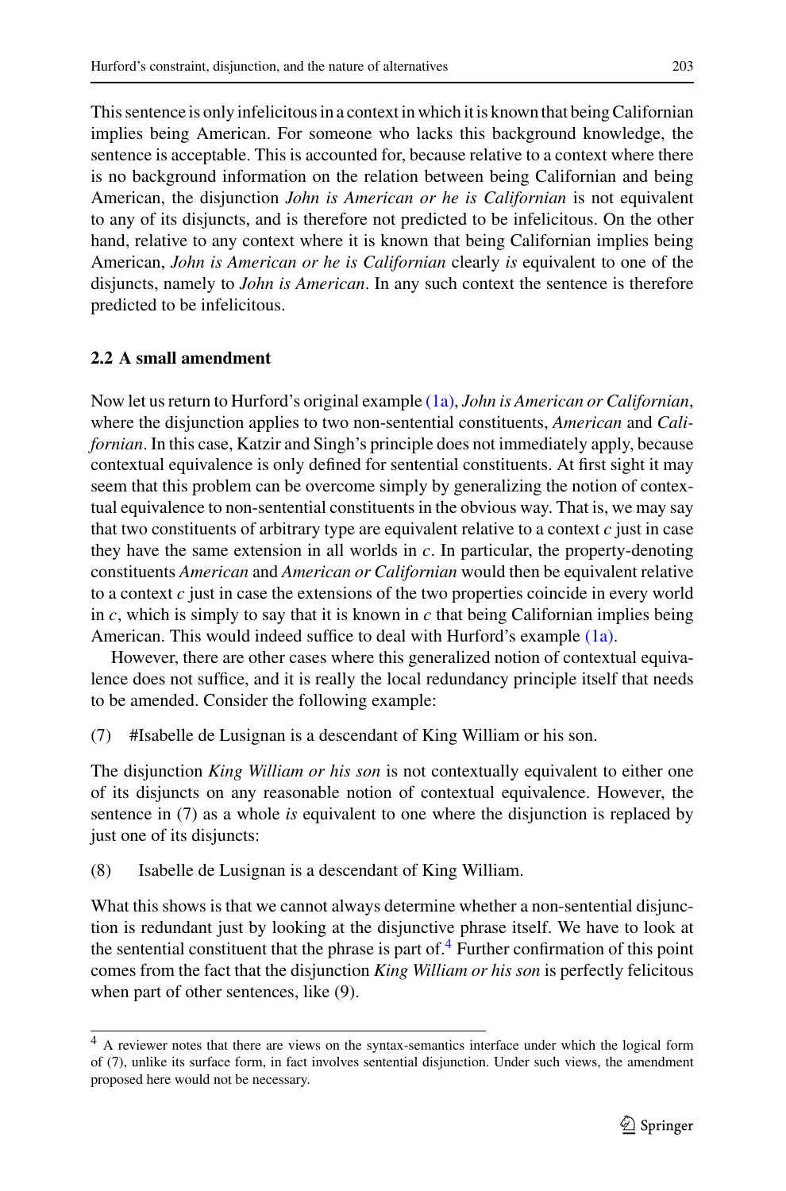This sentence is only infelicitous in a context in which it is known that being Californian implies being American. For someone who lacks this background knowledge, the sentence is acceptable. This is accounted for, because relative to a context where there is no background information on the relation between being Californian and being American, the disjunction *John is American or he is Californian* is not equivalent to any of its disjuncts, and is therefore not predicted to be infelicitous. On the other hand, relative to any context where it is known that being Californian implies being American, *John is American or he is Californian* clearly *is* equivalent to one of the disjuncts, namely to *John is American*. In any such context the sentence is therefore predicted to be infelicitous.

### 2.2 A small amendment

Now let us return to Hurford's original example (1a), *John is American or Californian*, where the disjunction applies to two non-sentential constituents, *American* and *Californian*. In this case, Katzir and Singh's principle does not immediately apply, because contextual equivalence is only defined for sentential constituents. At first sight it may seem that this problem can be overcome simply by generalizing the notion of contextual equivalence to non-sentential constituents in the obvious way. That is, we may say that two constituents of arbitrary type are equivalent relative to a context $c$ just in case they have the same extension in all worlds in $c$. In particular, the property-denoting constituents *American* and *American or Californian* would then be equivalent relative to a context $c$ just in case the extensions of the two properties coincide in every world in $c$, which is simply to say that it is known in $c$ that being Californian implies being American. This would indeed suffice to deal with Hurford's example (1a).

However, there are other cases where this generalized notion of contextual equivalence does not suffice, and it is really the local redundancy principle itself that needs to be amended. Consider the following example:

(7) #Isabelle de Lusignan is a descendant of King William or his son.

The disjunction *King William or his son* is not contextually equivalent to either one of its disjuncts on any reasonable notion of contextual equivalence. However, the sentence in (7) as a whole *is* equivalent to one where the disjunction is replaced by just one of its disjuncts:

(8) Isabelle de Lusignan is a descendant of King William.

What this shows is that we cannot always determine whether a non-sentential disjunction is redundant just by looking at the disjunctive phrase itself. We have to look at the sentential constituent that the phrase is part of.[4] Further confirmation of this point comes from the fact that the disjunction *King William or his son* is perfectly felicitous when part of other sentences, like (9).

[4] A reviewer notes that there are views on the syntax-semantics interface under which the logical form of (7), unlike its surface form, in fact involves sentential disjunction. Under such views, the amendment proposed here would not be necessary.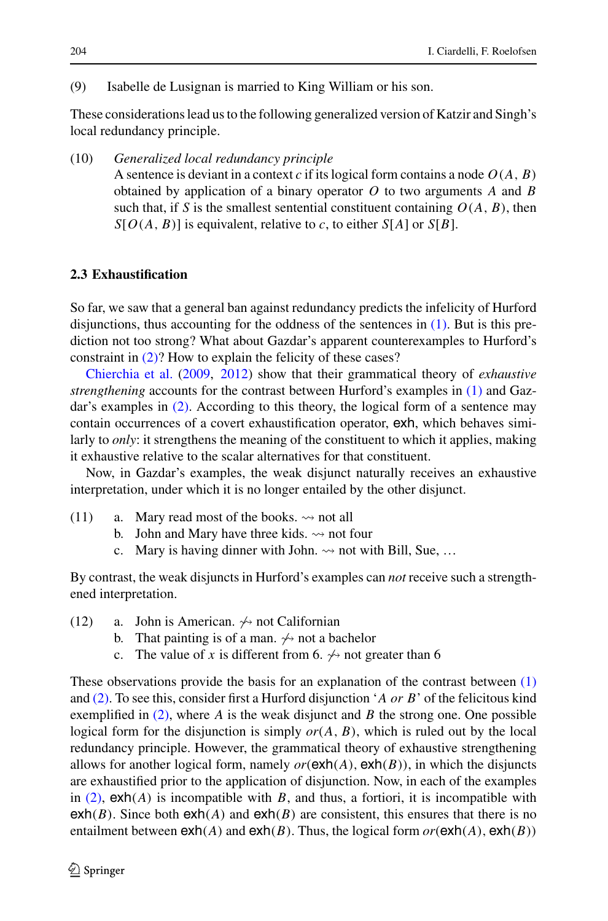(9) Isabelle de Lusignan is married to King William or his son.

These considerations lead us to the following generalized version of Katzir and Singh's local redundancy principle.

(10) *Generalized local redundancy principle*
A sentence is deviant in a context $c$ if its logical form contains a node $O(A, B)$ obtained by application of a binary operator $O$ to two arguments $A$ and $B$ such that, if $S$ is the smallest sentential constituent containing $O(A, B)$, then $S[O(A, B)]$ is equivalent, relative to $c$, to either $S[A]$ or $S[B]$.

### 2.3 Exhaustification

So far, we saw that a general ban against redundancy predicts the infelicity of Hurford disjunctions, thus accounting for the oddness of the sentences in (1). But is this prediction not too strong? What about Gazdar's apparent counterexamples to Hurford's constraint in (2)? How to explain the felicity of these cases?

Chierchia et al. (2009, 2012) show that their grammatical theory of *exhaustive strengthening* accounts for the contrast between Hurford's examples in (1) and Gazdar's examples in (2). According to this theory, the logical form of a sentence may contain occurrences of a covert exhaustification operator, exh, which behaves similarly to *only*: it strengthens the meaning of the constituent to which it applies, making it exhaustive relative to the scalar alternatives for that constituent.

Now, in Gazdar's examples, the weak disjunct naturally receives an exhaustive interpretation, under which it is no longer entailed by the other disjunct.

(11) a. Mary read most of the books. $\rightsquigarrow$ not all
b. John and Mary have three kids. $\rightsquigarrow$ not four
c. Mary is having dinner with John. $\rightsquigarrow$ not with Bill, Sue, …

By contrast, the weak disjuncts in Hurford's examples can *not* receive such a strengthened interpretation.

(12) a. John is American. $\not\rightsquigarrow$ not Californian
b. That painting is of a man. $\not\rightsquigarrow$ not a bachelor
c. The value of $x$ is different from 6. $\not\rightsquigarrow$ not greater than 6

These observations provide the basis for an explanation of the contrast between (1) and (2). To see this, consider first a Hurford disjunction '*A or B*' of the felicitous kind exemplified in (2), where $A$ is the weak disjunct and $B$ the strong one. One possible logical form for the disjunction is simply $or(A, B)$, which is ruled out by the local redundancy principle. However, the grammatical theory of exhaustive strengthening allows for another logical form, namely $or(\text{exh}(A), \text{exh}(B))$, in which the disjuncts are exhaustified prior to the application of disjunction. Now, in each of the examples in (2), $\text{exh}(A)$ is incompatible with $B$, and thus, a fortiori, it is incompatible with $\text{exh}(B)$. Since both $\text{exh}(A)$ and $\text{exh}(B)$ are consistent, this ensures that there is no entailment between $\text{exh}(A)$ and $\text{exh}(B)$. Thus, the logical form $or(\text{exh}(A), \text{exh}(B))$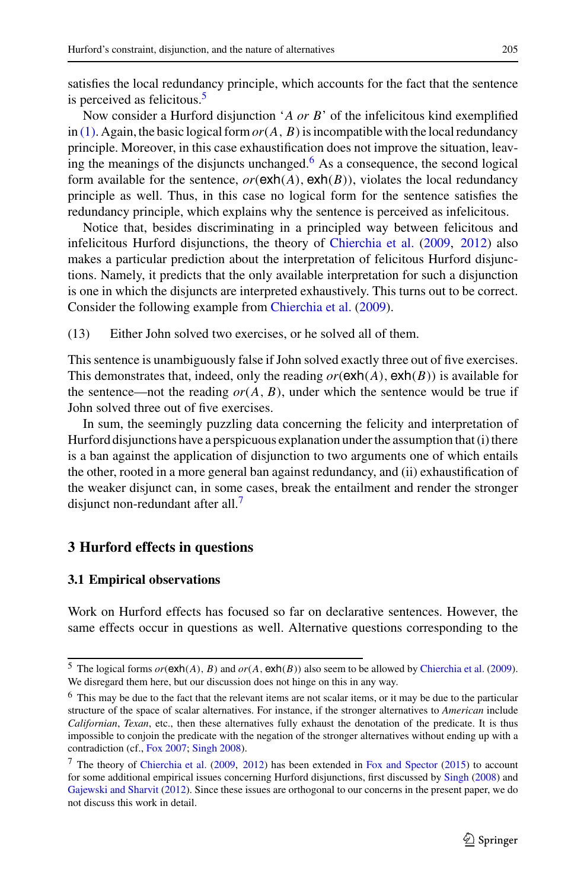satisfies the local redundancy principle, which accounts for the fact that the sentence is perceived as felicitous.[5]

Now consider a Hurford disjunction '*A or B*' of the infelicitous kind exemplified in (1). Again, the basic logical form $or(A, B)$ is incompatible with the local redundancy principle. Moreover, in this case exhaustification does not improve the situation, leaving the meanings of the disjuncts unchanged.[6] As a consequence, the second logical form available for the sentence, $or(\mathsf{exh}(A), \mathsf{exh}(B))$, violates the local redundancy principle as well. Thus, in this case no logical form for the sentence satisfies the redundancy principle, which explains why the sentence is perceived as infelicitous.

Notice that, besides discriminating in a principled way between felicitous and infelicitous Hurford disjunctions, the theory of Chierchia et al. (2009, 2012) also makes a particular prediction about the interpretation of felicitous Hurford disjunctions. Namely, it predicts that the only available interpretation for such a disjunction is one in which the disjuncts are interpreted exhaustively. This turns out to be correct. Consider the following example from Chierchia et al. (2009).

(13) Either John solved two exercises, or he solved all of them.

This sentence is unambiguously false if John solved exactly three out of five exercises. This demonstrates that, indeed, only the reading $or(\mathsf{exh}(A), \mathsf{exh}(B))$ is available for the sentence—not the reading $or(A, B)$, under which the sentence would be true if John solved three out of five exercises.

In sum, the seemingly puzzling data concerning the felicity and interpretation of Hurford disjunctions have a perspicuous explanation under the assumption that (i) there is a ban against the application of disjunction to two arguments one of which entails the other, rooted in a more general ban against redundancy, and (ii) exhaustification of the weaker disjunct can, in some cases, break the entailment and render the stronger disjunct non-redundant after all.[7]

## 3 Hurford effects in questions

### 3.1 Empirical observations

Work on Hurford effects has focused so far on declarative sentences. However, the same effects occur in questions as well. Alternative questions corresponding to the

---

[5] The logical forms $or(\mathsf{exh}(A), B)$ and $or(A, \mathsf{exh}(B))$ also seem to be allowed by Chierchia et al. (2009). We disregard them here, but our discussion does not hinge on this in any way.

[6] This may be due to the fact that the relevant items are not scalar items, or it may be due to the particular structure of the space of scalar alternatives. For instance, if the stronger alternatives to *American* include *Californian*, *Texan*, etc., then these alternatives fully exhaust the denotation of the predicate. It is thus impossible to conjoin the predicate with the negation of the stronger alternatives without ending up with a contradiction (cf., Fox 2007; Singh 2008).

[7] The theory of Chierchia et al. (2009, 2012) has been extended in Fox and Spector (2015) to account for some additional empirical issues concerning Hurford disjunctions, first discussed by Singh (2008) and Gajewski and Sharvit (2012). Since these issues are orthogonal to our concerns in the present paper, we do not discuss this work in detail.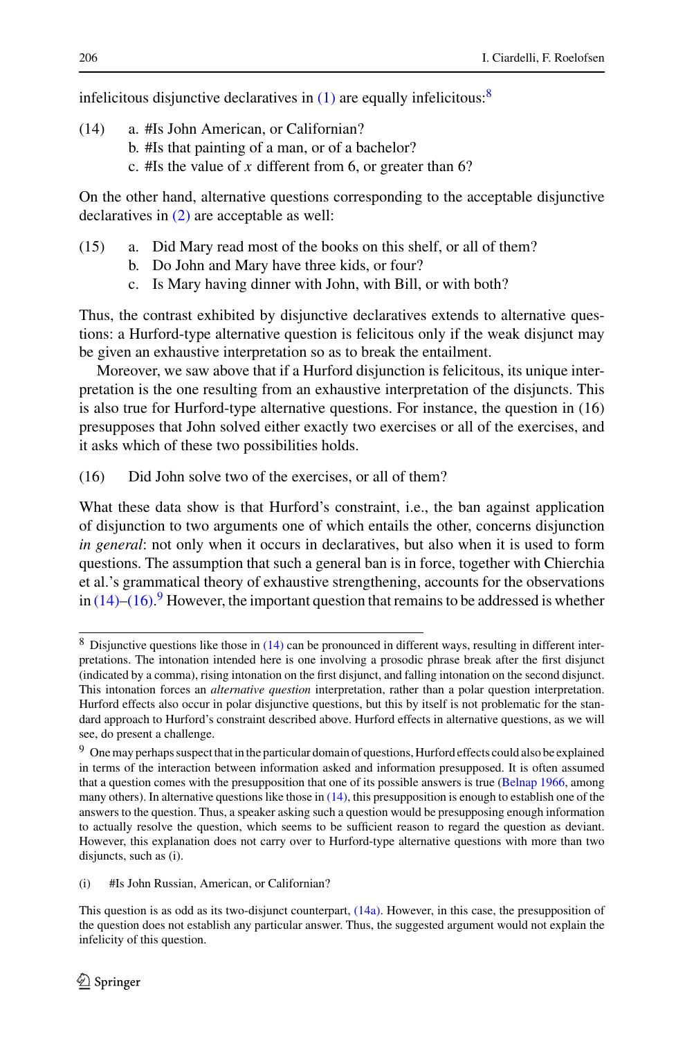infelicitous disjunctive declaratives in (1) are equally infelicitous:[8]

(14) a. #Is John American, or Californian?
b. #Is that painting of a man, or of a bachelor?
c. #Is the value of $x$ different from 6, or greater than 6?

On the other hand, alternative questions corresponding to the acceptable disjunctive declaratives in (2) are acceptable as well:

(15) a. Did Mary read most of the books on this shelf, or all of them?
b. Do John and Mary have three kids, or four?
c. Is Mary having dinner with John, with Bill, or with both?

Thus, the contrast exhibited by disjunctive declaratives extends to alternative questions: a Hurford-type alternative question is felicitous only if the weak disjunct may be given an exhaustive interpretation so as to break the entailment.

Moreover, we saw above that if a Hurford disjunction is felicitous, its unique interpretation is the one resulting from an exhaustive interpretation of the disjuncts. This is also true for Hurford-type alternative questions. For instance, the question in (16) presupposes that John solved either exactly two exercises or all of the exercises, and it asks which of these two possibilities holds.

(16) Did John solve two of the exercises, or all of them?

What these data show is that Hurford's constraint, i.e., the ban against application of disjunction to two arguments one of which entails the other, concerns disjunction *in general*: not only when it occurs in declaratives, but also when it is used to form questions. The assumption that such a general ban is in force, together with Chierchia et al.'s grammatical theory of exhaustive strengthening, accounts for the observations in (14)–(16).[9] However, the important question that remains to be addressed is whether

---

[8] Disjunctive questions like those in (14) can be pronounced in different ways, resulting in different interpretations. The intonation intended here is one involving a prosodic phrase break after the first disjunct (indicated by a comma), rising intonation on the first disjunct, and falling intonation on the second disjunct. This intonation forces an *alternative question* interpretation, rather than a polar question interpretation. Hurford effects also occur in polar disjunctive questions, but this by itself is not problematic for the standard approach to Hurford's constraint described above. Hurford effects in alternative questions, as we will see, do present a challenge.

[9] One may perhaps suspect that in the particular domain of questions, Hurford effects could also be explained in terms of the interaction between information asked and information presupposed. It is often assumed that a question comes with the presupposition that one of its possible answers is true (Belnap 1966, among many others). In alternative questions like those in (14), this presupposition is enough to establish one of the answers to the question. Thus, a speaker asking such a question would be presupposing enough information to actually resolve the question, which seems to be sufficient reason to regard the question as deviant. However, this explanation does not carry over to Hurford-type alternative questions with more than two disjuncts, such as (i).

(i) #Is John Russian, American, or Californian?

This question is as odd as its two-disjunct counterpart, (14a). However, in this case, the presupposition of the question does not establish any particular answer. Thus, the suggested argument would not explain the infelicity of this question.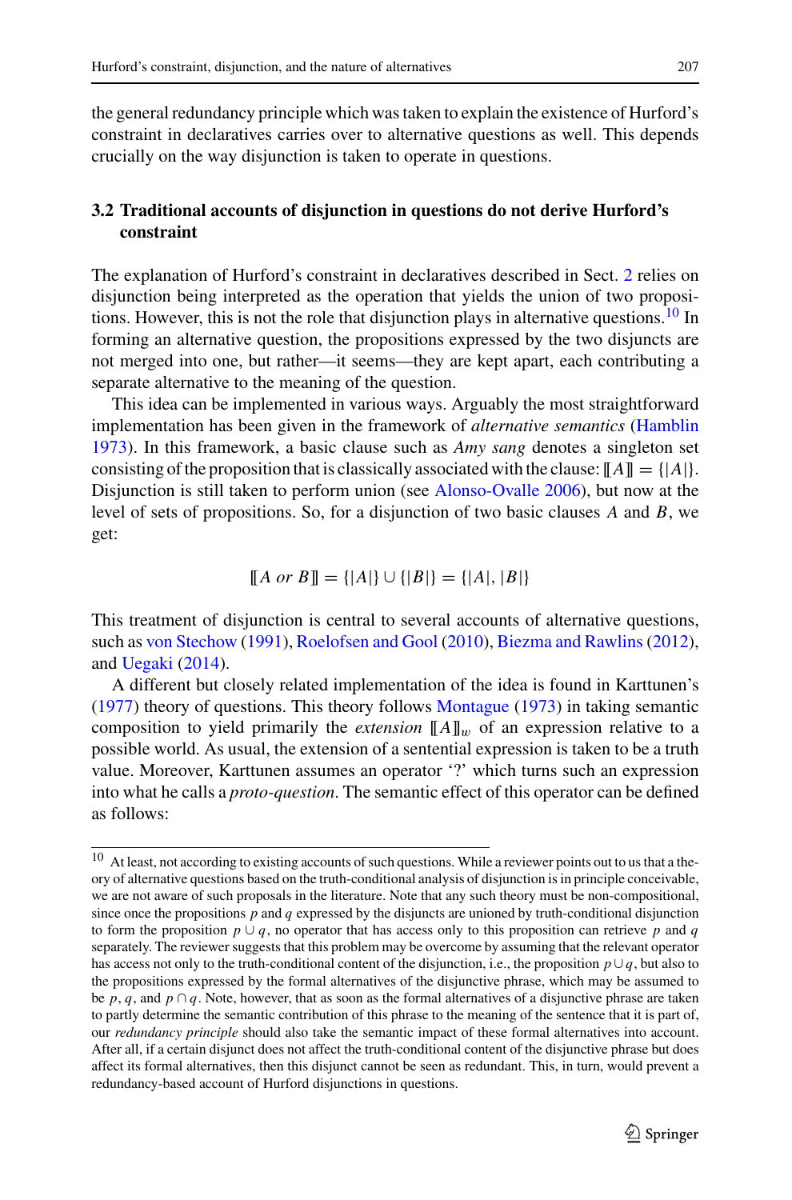the general redundancy principle which was taken to explain the existence of Hurford's constraint in declaratives carries over to alternative questions as well. This depends crucially on the way disjunction is taken to operate in questions.

### 3.2 Traditional accounts of disjunction in questions do not derive Hurford's constraint

The explanation of Hurford's constraint in declaratives described in Sect. 2 relies on disjunction being interpreted as the operation that yields the union of two propositions. However, this is not the role that disjunction plays in alternative questions.[10] In forming an alternative question, the propositions expressed by the two disjuncts are not merged into one, but rather—it seems—they are kept apart, each contributing a separate alternative to the meaning of the question.

This idea can be implemented in various ways. Arguably the most straightforward implementation has been given in the framework of *alternative semantics* (Hamblin 1973). In this framework, a basic clause such as *Amy sang* denotes a singleton set consisting of the proposition that is classically associated with the clause: $[\![A]\!] = \{|A|\}$. Disjunction is still taken to perform union (see Alonso-Ovalle 2006), but now at the level of sets of propositions. So, for a disjunction of two basic clauses $A$ and $B$, we get:

$$[\![A \text{ } or \text{ } B]\!] = \{|A|\} \cup \{|B|\} = \{|A|, |B|\}$$

This treatment of disjunction is central to several accounts of alternative questions, such as von Stechow (1991), Roelofsen and Gool (2010), Biezma and Rawlins (2012), and Uegaki (2014).

A different but closely related implementation of the idea is found in Karttunen's (1977) theory of questions. This theory follows Montague (1973) in taking semantic composition to yield primarily the *extension* $[\![A]\!]_w$ of an expression relative to a possible world. As usual, the extension of a sentential expression is taken to be a truth value. Moreover, Karttunen assumes an operator '?' which turns such an expression into what he calls a *proto-question*. The semantic effect of this operator can be defined as follows:

---

[10] At least, not according to existing accounts of such questions. While a reviewer points out to us that a theory of alternative questions based on the truth-conditional analysis of disjunction is in principle conceivable, we are not aware of such proposals in the literature. Note that any such theory must be non-compositional, since once the propositions $p$ and $q$ expressed by the disjuncts are unioned by truth-conditional disjunction to form the proposition $p \cup q$, no operator that has access only to this proposition can retrieve $p$ and $q$ separately. The reviewer suggests that this problem may be overcome by assuming that the relevant operator has access not only to the truth-conditional content of the disjunction, i.e., the proposition $p \cup q$, but also to the propositions expressed by the formal alternatives of the disjunctive phrase, which may be assumed to be $p$, $q$, and $p \cap q$. Note, however, that as soon as the formal alternatives of a disjunctive phrase are taken to partly determine the semantic contribution of this phrase to the meaning of the sentence that it is part of, our *redundancy principle* should also take the semantic impact of these formal alternatives into account. After all, if a certain disjunct does not affect the truth-conditional content of the disjunctive phrase but does affect its formal alternatives, then this disjunct cannot be seen as redundant. This, in turn, would prevent a redundancy-based account of Hurford disjunctions in questions.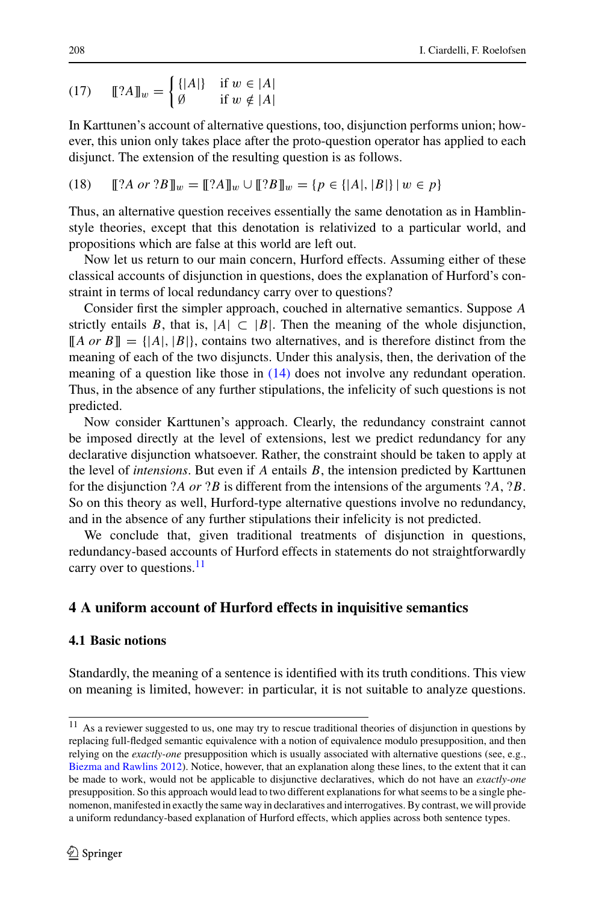$$(17) \qquad [\![?A]\!]_w = \begin{cases} \{|A|\} & \text{if } w \in |A| \\ \emptyset & \text{if } w \notin |A| \end{cases}$$

In Karttunen's account of alternative questions, too, disjunction performs union; however, this union only takes place after the proto-question operator has applied to each disjunct. The extension of the resulting question is as follows.

$$(18) \qquad [\![?A \textit{ or } ?B]\!]_w = [\![?A]\!]_w \cup [\![?B]\!]_w = \{p \in \{|A|, |B|\} \mid w \in p\}$$

Thus, an alternative question receives essentially the same denotation as in Hamblin-style theories, except that this denotation is relativized to a particular world, and propositions which are false at this world are left out.

Now let us return to our main concern, Hurford effects. Assuming either of these classical accounts of disjunction in questions, does the explanation of Hurford's constraint in terms of local redundancy carry over to questions?

Consider first the simpler approach, couched in alternative semantics. Suppose $A$ strictly entails $B$, that is, $|A| \subset |B|$. Then the meaning of the whole disjunction, $[\![A \textit{ or } B]\!] = \{|A|, |B|\}$, contains two alternatives, and is therefore distinct from the meaning of each of the two disjuncts. Under this analysis, then, the derivation of the meaning of a question like those in (14) does not involve any redundant operation. Thus, in the absence of any further stipulations, the infelicity of such questions is not predicted.

Now consider Karttunen's approach. Clearly, the redundancy constraint cannot be imposed directly at the level of extensions, lest we predict redundancy for any declarative disjunction whatsoever. Rather, the constraint should be taken to apply at the level of *intensions*. But even if $A$ entails $B$, the intension predicted by Karttunen for the disjunction $?A$ *or* $?B$ is different from the intensions of the arguments $?A$, $?B$. So on this theory as well, Hurford-type alternative questions involve no redundancy, and in the absence of any further stipulations their infelicity is not predicted.

We conclude that, given traditional treatments of disjunction in questions, redundancy-based accounts of Hurford effects in statements do not straightforwardly carry over to questions.[11]

## 4 A uniform account of Hurford effects in inquisitive semantics

### 4.1 Basic notions

Standardly, the meaning of a sentence is identified with its truth conditions. This view on meaning is limited, however: in particular, it is not suitable to analyze questions.

---

[11] As a reviewer suggested to us, one may try to rescue traditional theories of disjunction in questions by replacing full-fledged semantic equivalence with a notion of equivalence modulo presupposition, and then relying on the *exactly-one* presupposition which is usually associated with alternative questions (see, e.g., Biezma and Rawlins 2012). Notice, however, that an explanation along these lines, to the extent that it can be made to work, would not be applicable to disjunctive declaratives, which do not have an *exactly-one* presupposition. So this approach would lead to two different explanations for what seems to be a single phenomenon, manifested in exactly the same way in declaratives and interrogatives. By contrast, we will provide a uniform redundancy-based explanation of Hurford effects, which applies across both sentence types.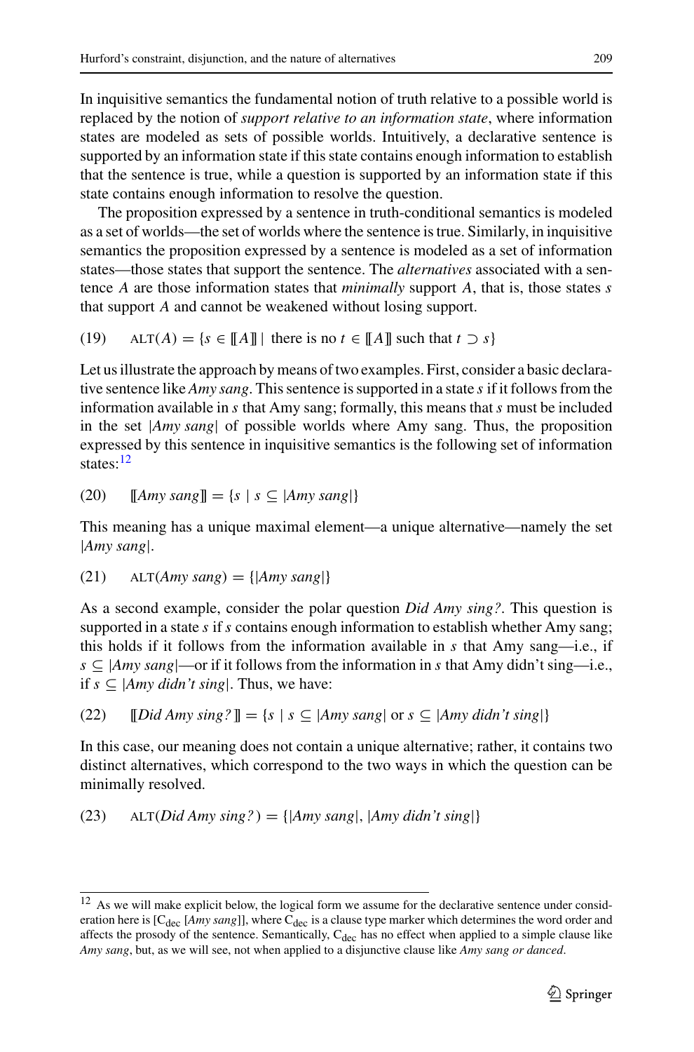In inquisitive semantics the fundamental notion of truth relative to a possible world is replaced by the notion of *support relative to an information state*, where information states are modeled as sets of possible worlds. Intuitively, a declarative sentence is supported by an information state if this state contains enough information to establish that the sentence is true, while a question is supported by an information state if this state contains enough information to resolve the question.

The proposition expressed by a sentence in truth-conditional semantics is modeled as a set of worlds—the set of worlds where the sentence is true. Similarly, in inquisitive semantics the proposition expressed by a sentence is modeled as a set of information states—those states that support the sentence. The *alternatives* associated with a sentence $A$ are those information states that *minimally* support $A$, that is, those states $s$ that support $A$ and cannot be weakened without losing support.

(19) $\quad \text{ALT}(A) = \{s \in [\![A]\!] \mid \text{there is no } t \in [\![A]\!] \text{ such that } t \supset s\}$

Let us illustrate the approach by means of two examples. First, consider a basic declarative sentence like *Amy sang*. This sentence is supported in a state $s$ if it follows from the information available in $s$ that Amy sang; formally, this means that $s$ must be included in the set |*Amy sang*| of possible worlds where Amy sang. Thus, the proposition expressed by this sentence in inquisitive semantics is the following set of information states:[12]

(20) $\quad [\![\textit{Amy sang}]\!] = \{s \mid s \subseteq |\textit{Amy sang}|\}$

This meaning has a unique maximal element—a unique alternative—namely the set |*Amy sang*|.

(21) $\quad \text{ALT}(\textit{Amy sang}) = \{|\textit{Amy sang}|\}$

As a second example, consider the polar question *Did Amy sing?*. This question is supported in a state $s$ if $s$ contains enough information to establish whether Amy sang; this holds if it follows from the information available in $s$ that Amy sang—i.e., if $s \subseteq |\textit{Amy sang}|$—or if it follows from the information in $s$ that Amy didn't sing—i.e., if $s \subseteq |\textit{Amy didn't sing}|$. Thus, we have:

(22) $\quad [\![\textit{Did Amy sing?}]\!] = \{s \mid s \subseteq |\textit{Amy sang}| \text{ or } s \subseteq |\textit{Amy didn't sing}|\}$

In this case, our meaning does not contain a unique alternative; rather, it contains two distinct alternatives, which correspond to the two ways in which the question can be minimally resolved.

(23) $\quad \text{ALT}(\textit{Did Amy sing?}) = \{|\textit{Amy sang}|, |\textit{Amy didn't sing}|\}$

[12] As we will make explicit below, the logical form we assume for the declarative sentence under consideration here is [$C_{dec}$ [*Amy sang*]], where $C_{dec}$ is a clause type marker which determines the word order and affects the prosody of the sentence. Semantically, $C_{dec}$ has no effect when applied to a simple clause like *Amy sang*, but, as we will see, not when applied to a disjunctive clause like *Amy sang or danced*.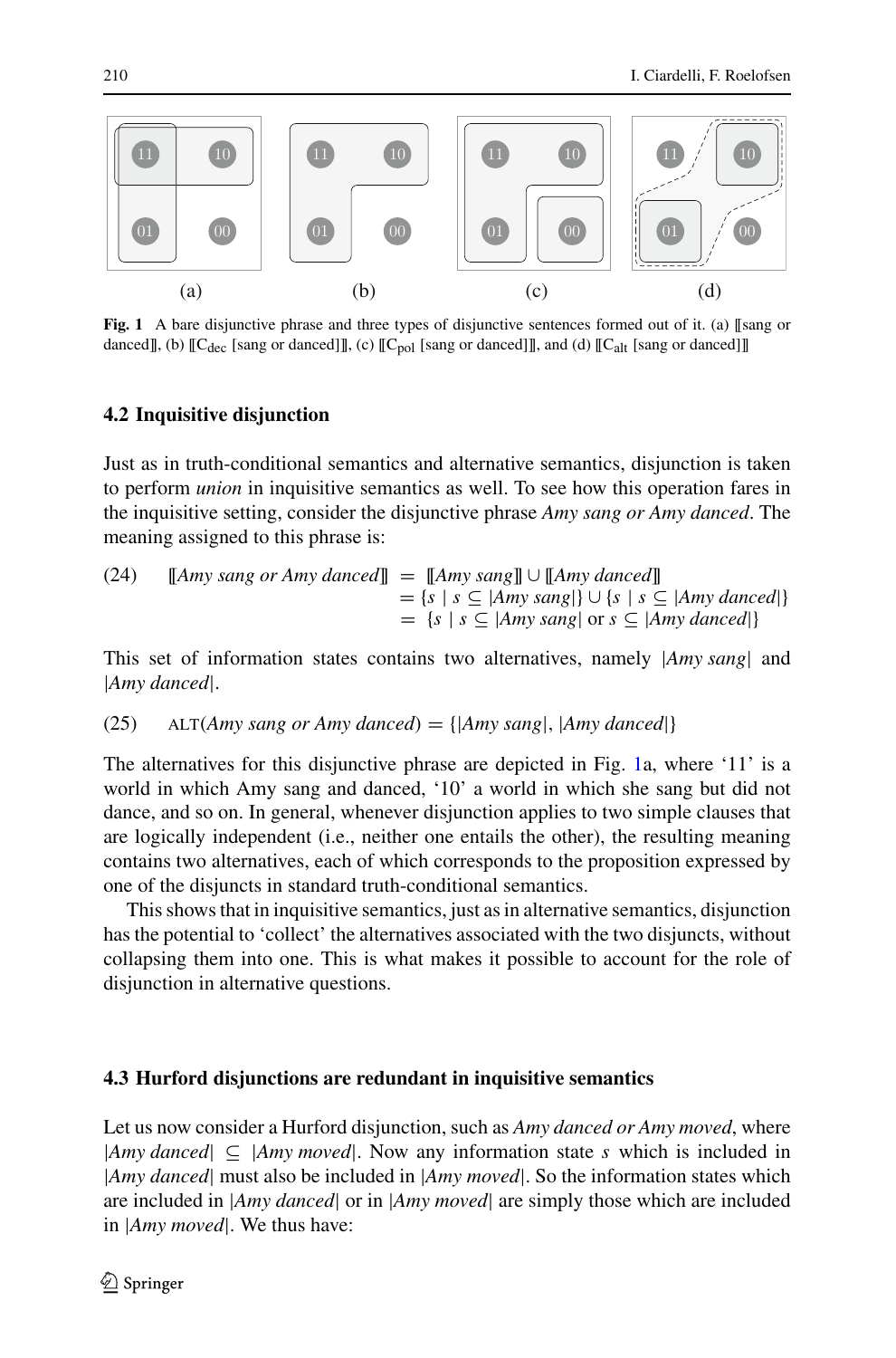**Fig. 1** A bare disjunctive phrase and three types of disjunctive sentences formed out of it. (a) ⟦sang or danced⟧, (b) ⟦$C_{dec}$ [sang or danced]⟧, (c) ⟦$C_{pol}$ [sang or danced]⟧, and (d) ⟦$C_{alt}$ [sang or danced]⟧

### 4.2 Inquisitive disjunction

Just as in truth-conditional semantics and alternative semantics, disjunction is taken to perform *union* in inquisitive semantics as well. To see how this operation fares in the inquisitive setting, consider the disjunctive phrase *Amy sang or Amy danced*. The meaning assigned to this phrase is:

(24) $$\begin{aligned} [\![\textit{Amy sang or Amy danced}]\!] &= [\![\textit{Amy sang}]\!] \cup [\![\textit{Amy danced}]\!] \\ &= \{s \mid s \subseteq |\textit{Amy sang}|\} \cup \{s \mid s \subseteq |\textit{Amy danced}|\} \\ &= \{s \mid s \subseteq |\textit{Amy sang}| \text{ or } s \subseteq |\textit{Amy danced}|\} \end{aligned}$$

This set of information states contains two alternatives, namely |*Amy sang*| and |*Amy danced*|.

(25) ALT(*Amy sang or Amy danced*) = {|*Amy sang*|, |*Amy danced*|}

The alternatives for this disjunctive phrase are depicted in Fig. 1a, where '11' is a world in which Amy sang and danced, '10' a world in which she sang but did not dance, and so on. In general, whenever disjunction applies to two simple clauses that are logically independent (i.e., neither one entails the other), the resulting meaning contains two alternatives, each of which corresponds to the proposition expressed by one of the disjuncts in standard truth-conditional semantics.

This shows that in inquisitive semantics, just as in alternative semantics, disjunction has the potential to 'collect' the alternatives associated with the two disjuncts, without collapsing them into one. This is what makes it possible to account for the role of disjunction in alternative questions.

### 4.3 Hurford disjunctions are redundant in inquisitive semantics

Let us now consider a Hurford disjunction, such as *Amy danced or Amy moved*, where |*Amy danced*| $\subseteq$ |*Amy moved*|. Now any information state $s$ which is included in |*Amy danced*| must also be included in |*Amy moved*|. So the information states which are included in |*Amy danced*| or in |*Amy moved*| are simply those which are included in |*Amy moved*|. We thus have: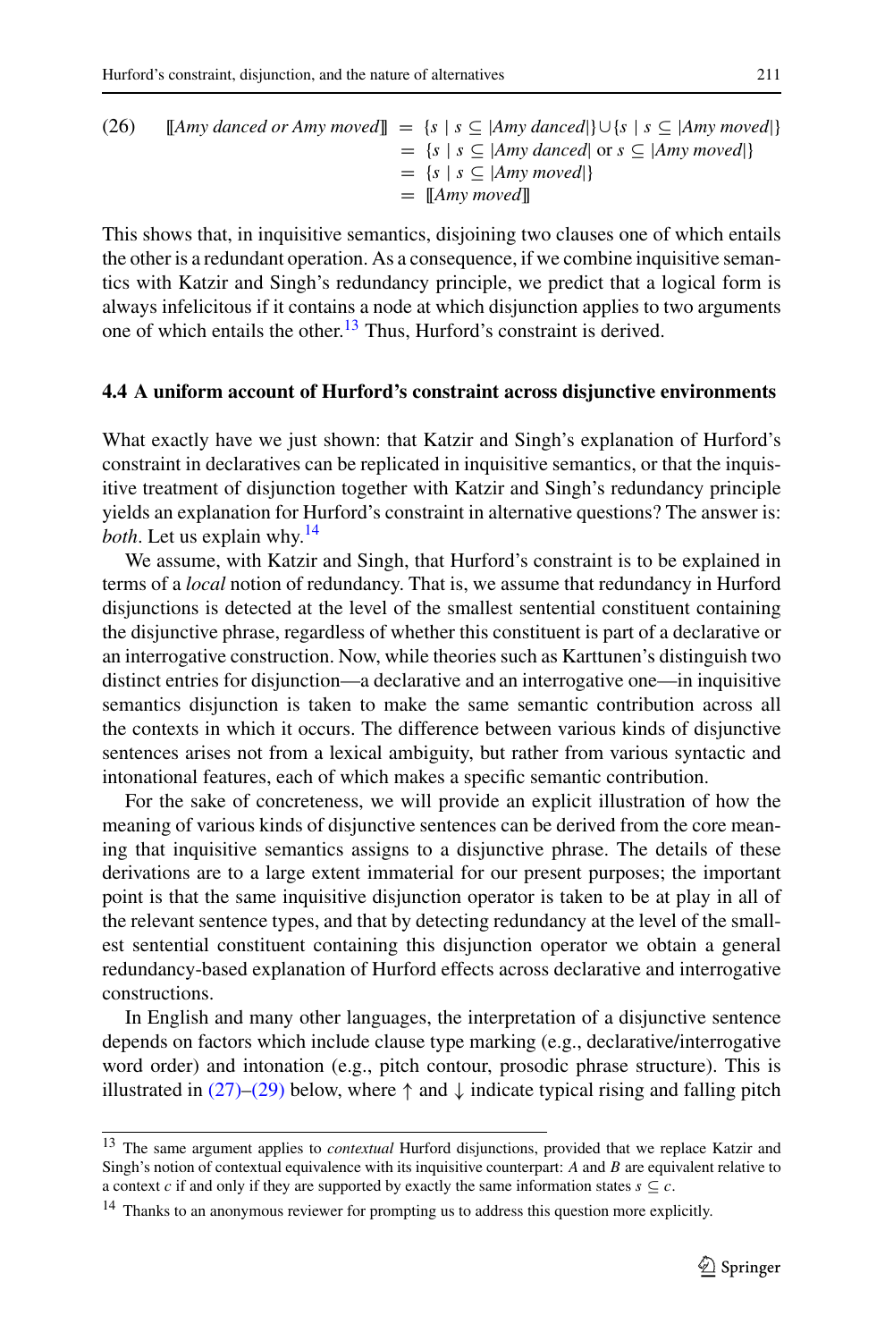(26) $$\begin{aligned}[\![\textit{Amy danced or Amy moved}]\!] &= \{s \mid s \subseteq |\textit{Amy danced}|\} \cup \{s \mid s \subseteq |\textit{Amy moved}|\} \\ &= \{s \mid s \subseteq |\textit{Amy danced}| \text{ or } s \subseteq |\textit{Amy moved}|\} \\ &= \{s \mid s \subseteq |\textit{Amy moved}|\} \\ &= [\![\textit{Amy moved}]\!]\end{aligned}$$

This shows that, in inquisitive semantics, disjoining two clauses one of which entails the other is a redundant operation. As a consequence, if we combine inquisitive semantics with Katzir and Singh's redundancy principle, we predict that a logical form is always infelicitous if it contains a node at which disjunction applies to two arguments one of which entails the other.[13] Thus, Hurford's constraint is derived.

### 4.4 A uniform account of Hurford's constraint across disjunctive environments

What exactly have we just shown: that Katzir and Singh's explanation of Hurford's constraint in declaratives can be replicated in inquisitive semantics, or that the inquisitive treatment of disjunction together with Katzir and Singh's redundancy principle yields an explanation for Hurford's constraint in alternative questions? The answer is: *both*. Let us explain why.[14]

We assume, with Katzir and Singh, that Hurford's constraint is to be explained in terms of a *local* notion of redundancy. That is, we assume that redundancy in Hurford disjunctions is detected at the level of the smallest sentential constituent containing the disjunctive phrase, regardless of whether this constituent is part of a declarative or an interrogative construction. Now, while theories such as Karttunen's distinguish two distinct entries for disjunction—a declarative and an interrogative one—in inquisitive semantics disjunction is taken to make the same semantic contribution across all the contexts in which it occurs. The difference between various kinds of disjunctive sentences arises not from a lexical ambiguity, but rather from various syntactic and intonational features, each of which makes a specific semantic contribution.

For the sake of concreteness, we will provide an explicit illustration of how the meaning of various kinds of disjunctive sentences can be derived from the core meaning that inquisitive semantics assigns to a disjunctive phrase. The details of these derivations are to a large extent immaterial for our present purposes; the important point is that the same inquisitive disjunction operator is taken to be at play in all of the relevant sentence types, and that by detecting redundancy at the level of the smallest sentential constituent containing this disjunction operator we obtain a general redundancy-based explanation of Hurford effects across declarative and interrogative constructions.

In English and many other languages, the interpretation of a disjunctive sentence depends on factors which include clause type marking (e.g., declarative/interrogative word order) and intonation (e.g., pitch contour, prosodic phrase structure). This is illustrated in (27)–(29) below, where ↑ and ↓ indicate typical rising and falling pitch

---

[13] The same argument applies to *contextual* Hurford disjunctions, provided that we replace Katzir and Singh's notion of contextual equivalence with its inquisitive counterpart: $A$ and $B$ are equivalent relative to a context $c$ if and only if they are supported by exactly the same information states $s \subseteq c$.

[14] Thanks to an anonymous reviewer for prompting us to address this question more explicitly.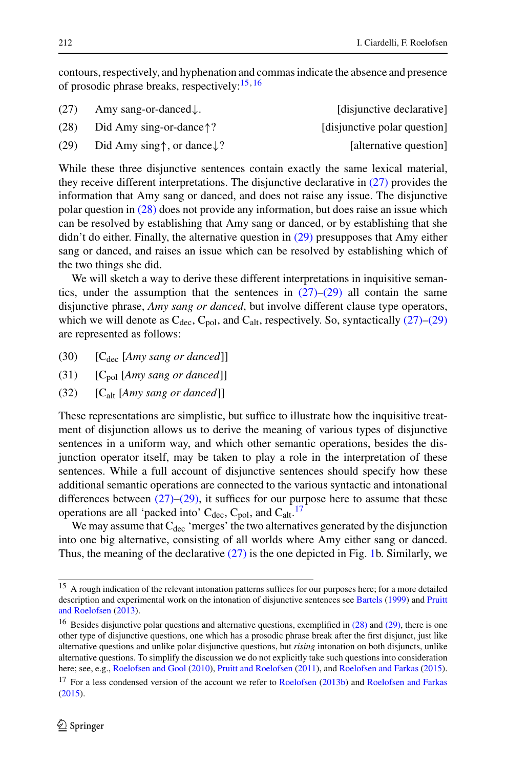contours, respectively, and hyphenation and commas indicate the absence and presence of prosodic phrase breaks, respectively:[15,16]

(27) Amy sang-or-danced↓. [disjunctive declarative]

(28) Did Amy sing-or-dance↑? [disjunctive polar question]

(29) Did Amy sing↑, or dance↓? [alternative question]

While these three disjunctive sentences contain exactly the same lexical material, they receive different interpretations. The disjunctive declarative in (27) provides the information that Amy sang or danced, and does not raise any issue. The disjunctive polar question in (28) does not provide any information, but does raise an issue which can be resolved by establishing that Amy sang or danced, or by establishing that she didn't do either. Finally, the alternative question in (29) presupposes that Amy either sang or danced, and raises an issue which can be resolved by establishing which of the two things she did.

We will sketch a way to derive these different interpretations in inquisitive semantics, under the assumption that the sentences in (27)–(29) all contain the same disjunctive phrase, *Amy sang or danced*, but involve different clause type operators, which we will denote as $C_{dec}$, $C_{pol}$, and $C_{alt}$, respectively. So, syntactically (27)–(29) are represented as follows:

(30) [$C_{dec}$ [*Amy sang or danced*]]

(31) [$C_{pol}$ [*Amy sang or danced*]]

(32) [$C_{alt}$ [*Amy sang or danced*]]

These representations are simplistic, but suffice to illustrate how the inquisitive treatment of disjunction allows us to derive the meaning of various types of disjunctive sentences in a uniform way, and which other semantic operations, besides the disjunction operator itself, may be taken to play a role in the interpretation of these sentences. While a full account of disjunctive sentences should specify how these additional semantic operations are connected to the various syntactic and intonational differences between (27)–(29), it suffices for our purpose here to assume that these operations are all 'packed into' $C_{dec}$, $C_{pol}$, and $C_{alt}$.[17]

We may assume that $C_{dec}$ 'merges' the two alternatives generated by the disjunction into one big alternative, consisting of all worlds where Amy either sang or danced. Thus, the meaning of the declarative (27) is the one depicted in Fig. 1b. Similarly, we

---

[15] A rough indication of the relevant intonation patterns suffices for our purposes here; for a more detailed description and experimental work on the intonation of disjunctive sentences see Bartels (1999) and Pruitt and Roelofsen (2013).

[16] Besides disjunctive polar questions and alternative questions, exemplified in (28) and (29), there is one other type of disjunctive questions, one which has a prosodic phrase break after the first disjunct, just like alternative questions and unlike polar disjunctive questions, but *rising* intonation on both disjuncts, unlike alternative questions. To simplify the discussion we do not explicitly take such questions into consideration here; see, e.g., Roelofsen and Gool (2010), Pruitt and Roelofsen (2011), and Roelofsen and Farkas (2015).

[17] For a less condensed version of the account we refer to Roelofsen (2013b) and Roelofsen and Farkas (2015).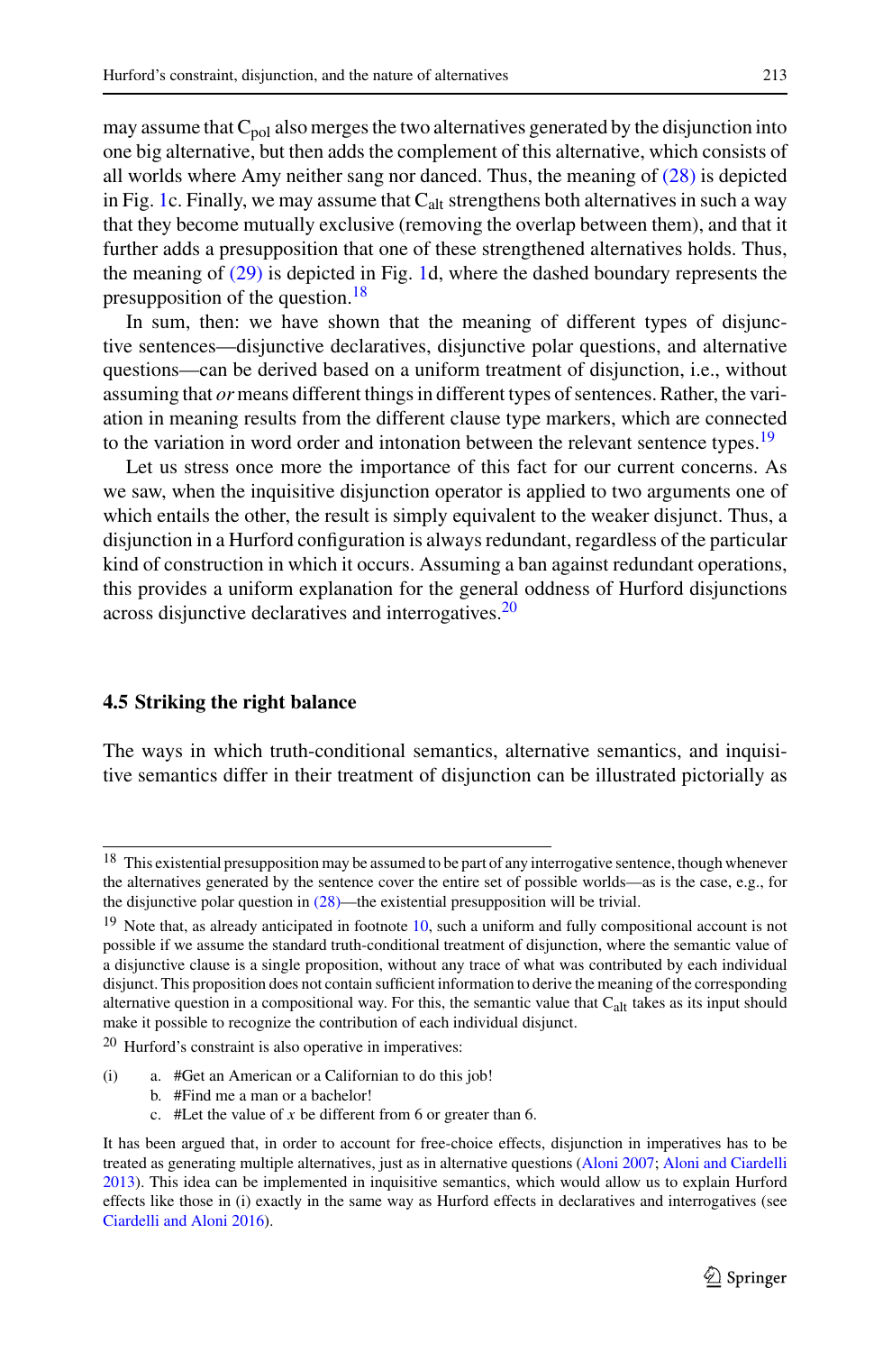may assume that $C_{pol}$ also merges the two alternatives generated by the disjunction into one big alternative, but then adds the complement of this alternative, which consists of all worlds where Amy neither sang nor danced. Thus, the meaning of (28) is depicted in Fig. 1c. Finally, we may assume that $C_{alt}$ strengthens both alternatives in such a way that they become mutually exclusive (removing the overlap between them), and that it further adds a presupposition that one of these strengthened alternatives holds. Thus, the meaning of (29) is depicted in Fig. 1d, where the dashed boundary represents the presupposition of the question.[18]

In sum, then: we have shown that the meaning of different types of disjunctive sentences—disjunctive declaratives, disjunctive polar questions, and alternative questions—can be derived based on a uniform treatment of disjunction, i.e., without assuming that *or* means different things in different types of sentences. Rather, the variation in meaning results from the different clause type markers, which are connected to the variation in word order and intonation between the relevant sentence types.[19]

Let us stress once more the importance of this fact for our current concerns. As we saw, when the inquisitive disjunction operator is applied to two arguments one of which entails the other, the result is simply equivalent to the weaker disjunct. Thus, a disjunction in a Hurford configuration is always redundant, regardless of the particular kind of construction in which it occurs. Assuming a ban against redundant operations, this provides a uniform explanation for the general oddness of Hurford disjunctions across disjunctive declaratives and interrogatives.[20]

### 4.5 Striking the right balance

The ways in which truth-conditional semantics, alternative semantics, and inquisitive semantics differ in their treatment of disjunction can be illustrated pictorially as

---

[18] This existential presupposition may be assumed to be part of any interrogative sentence, though whenever the alternatives generated by the sentence cover the entire set of possible worlds—as is the case, e.g., for the disjunctive polar question in (28)—the existential presupposition will be trivial.

[19] Note that, as already anticipated in footnote 10, such a uniform and fully compositional account is not possible if we assume the standard truth-conditional treatment of disjunction, where the semantic value of a disjunctive clause is a single proposition, without any trace of what was contributed by each individual disjunct. This proposition does not contain sufficient information to derive the meaning of the corresponding alternative question in a compositional way. For this, the semantic value that $C_{alt}$ takes as its input should make it possible to recognize the contribution of each individual disjunct.

[20] Hurford's constraint is also operative in imperatives:

(i) a. #Get an American or a Californian to do this job!
  b. #Find me a man or a bachelor!
  c. #Let the value of $x$ be different from 6 or greater than 6.

It has been argued that, in order to account for free-choice effects, disjunction in imperatives has to be treated as generating multiple alternatives, just as in alternative questions (Aloni 2007; Aloni and Ciardelli 2013). This idea can be implemented in inquisitive semantics, which would allow us to explain Hurford effects like those in (i) exactly in the same way as Hurford effects in declaratives and interrogatives (see Ciardelli and Aloni 2016).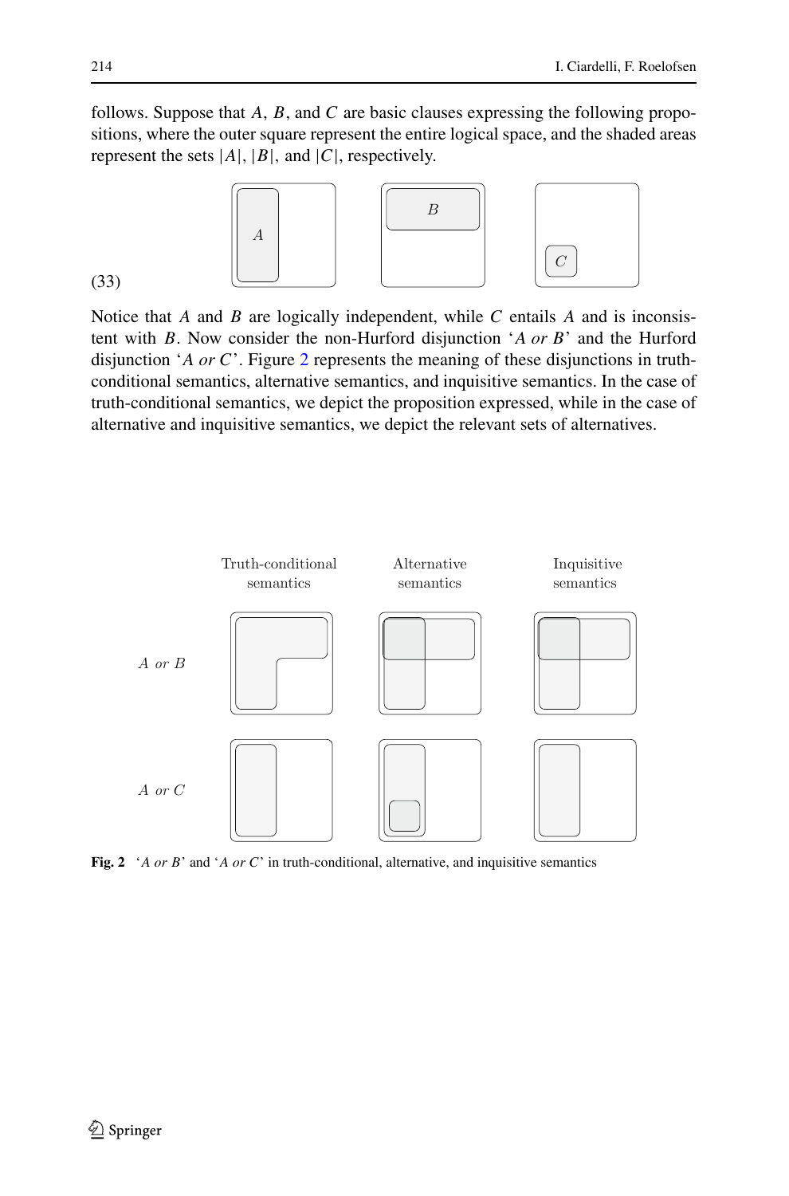follows. Suppose that $A$, $B$, and $C$ are basic clauses expressing the following propositions, where the outer square represent the entire logical space, and the shaded areas represent the sets $|A|$, $|B|$, and $|C|$, respectively.

(33)

Notice that $A$ and $B$ are logically independent, while $C$ entails $A$ and is inconsistent with $B$. Now consider the non-Hurford disjunction '*A or B*' and the Hurford disjunction '*A or C*'. Figure 2 represents the meaning of these disjunctions in truth-conditional semantics, alternative semantics, and inquisitive semantics. In the case of truth-conditional semantics, we depict the proposition expressed, while in the case of alternative and inquisitive semantics, we depict the relevant sets of alternatives.

**Fig. 2** '*A or B*' and '*A or C*' in truth-conditional, alternative, and inquisitive semantics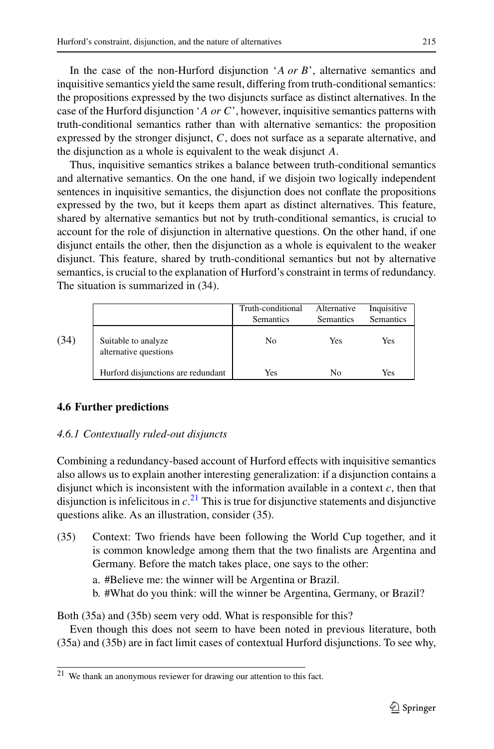In the case of the non-Hurford disjunction '*A or B*', alternative semantics and inquisitive semantics yield the same result, differing from truth-conditional semantics: the propositions expressed by the two disjuncts surface as distinct alternatives. In the case of the Hurford disjunction '*A or C*', however, inquisitive semantics patterns with truth-conditional semantics rather than with alternative semantics: the proposition expressed by the stronger disjunct, $C$, does not surface as a separate alternative, and the disjunction as a whole is equivalent to the weak disjunct $A$.

Thus, inquisitive semantics strikes a balance between truth-conditional semantics and alternative semantics. On the one hand, if we disjoin two logically independent sentences in inquisitive semantics, the disjunction does not conflate the propositions expressed by the two, but it keeps them apart as distinct alternatives. This feature, shared by alternative semantics but not by truth-conditional semantics, is crucial to account for the role of disjunction in alternative questions. On the other hand, if one disjunct entails the other, then the disjunction as a whole is equivalent to the weaker disjunct. This feature, shared by truth-conditional semantics but not by alternative semantics, is crucial to the explanation of Hurford's constraint in terms of redundancy. The situation is summarized in (34).

(34)

| | Truth-conditional Semantics | Alternative Semantics | Inquisitive Semantics |
|---|---|---|---|
| Suitable to analyze alternative questions | No | Yes | Yes |
| Hurford disjunctions are redundant | Yes | No | Yes |

### 4.6 Further predictions

#### *4.6.1 Contextually ruled-out disjuncts*

Combining a redundancy-based account of Hurford effects with inquisitive semantics also allows us to explain another interesting generalization: if a disjunction contains a disjunct which is inconsistent with the information available in a context $c$, then that disjunction is infelicitous in $c$.[21] This is true for disjunctive statements and disjunctive questions alike. As an illustration, consider (35).

(35) Context: Two friends have been following the World Cup together, and it is common knowledge among them that the two finalists are Argentina and Germany. Before the match takes place, one says to the other:

a. #Believe me: the winner will be Argentina or Brazil.

b. #What do you think: will the winner be Argentina, Germany, or Brazil?

Both (35a) and (35b) seem very odd. What is responsible for this?

Even though this does not seem to have been noted in previous literature, both (35a) and (35b) are in fact limit cases of contextual Hurford disjunctions. To see why,

[21] We thank an anonymous reviewer for drawing our attention to this fact.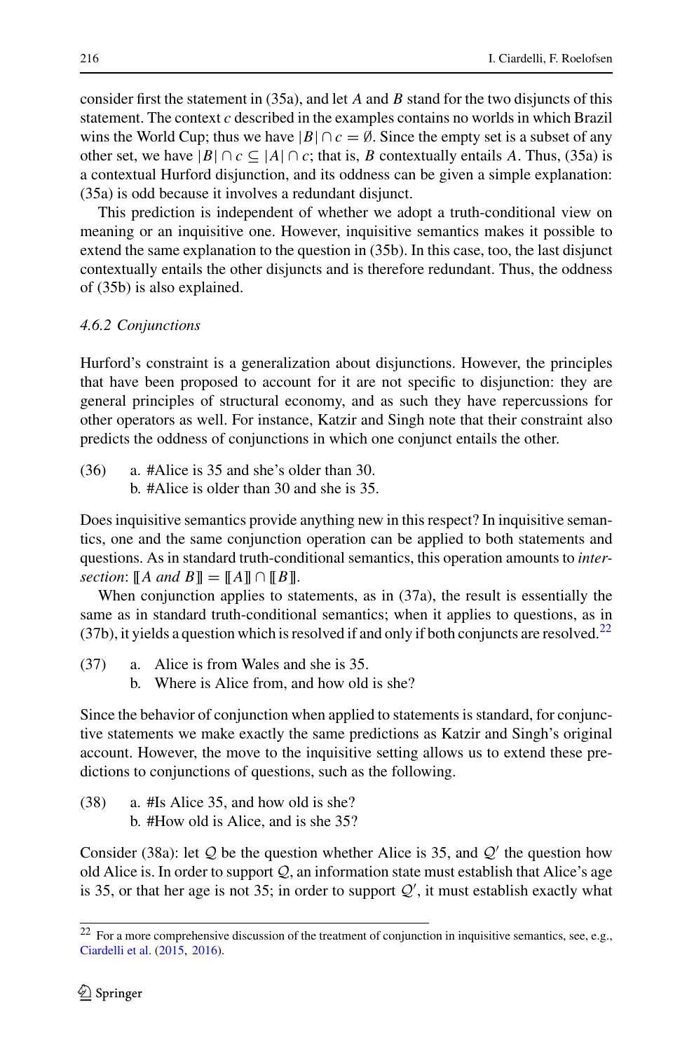consider first the statement in (35a), and let $A$ and $B$ stand for the two disjuncts of this statement. The context $c$ described in the examples contains no worlds in which Brazil wins the World Cup; thus we have $|B| \cap c = \emptyset$. Since the empty set is a subset of any other set, we have $|B| \cap c \subseteq |A| \cap c$; that is, $B$ contextually entails $A$. Thus, (35a) is a contextual Hurford disjunction, and its oddness can be given a simple explanation: (35a) is odd because it involves a redundant disjunct.

This prediction is independent of whether we adopt a truth-conditional view on meaning or an inquisitive one. However, inquisitive semantics makes it possible to extend the same explanation to the question in (35b). In this case, too, the last disjunct contextually entails the other disjuncts and is therefore redundant. Thus, the oddness of (35b) is also explained.

### 4.6.2 Conjunctions

Hurford's constraint is a generalization about disjunctions. However, the principles that have been proposed to account for it are not specific to disjunction: they are general principles of structural economy, and as such they have repercussions for other operators as well. For instance, Katzir and Singh note that their constraint also predicts the oddness of conjunctions in which one conjunct entails the other.

(36) a. #Alice is 35 and she's older than 30.
b. #Alice is older than 30 and she is 35.

Does inquisitive semantics provide anything new in this respect? In inquisitive semantics, one and the same conjunction operation can be applied to both statements and questions. As in standard truth-conditional semantics, this operation amounts to *intersection*: $[\![A \textit{ and } B]\!] = [\![A]\!] \cap [\![B]\!]$.

When conjunction applies to statements, as in (37a), the result is essentially the same as in standard truth-conditional semantics; when it applies to questions, as in (37b), it yields a question which is resolved if and only if both conjuncts are resolved.[22]

(37) a. Alice is from Wales and she is 35.
b. Where is Alice from, and how old is she?

Since the behavior of conjunction when applied to statements is standard, for conjunctive statements we make exactly the same predictions as Katzir and Singh's original account. However, the move to the inquisitive setting allows us to extend these predictions to conjunctions of questions, such as the following.

(38) a. #Is Alice 35, and how old is she?
b. #How old is Alice, and is she 35?

Consider (38a): let $\mathcal{Q}$ be the question whether Alice is 35, and $\mathcal{Q}'$ the question how old Alice is. In order to support $\mathcal{Q}$, an information state must establish that Alice's age is 35, or that her age is not 35; in order to support $\mathcal{Q}'$, it must establish exactly what

[22] For a more comprehensive discussion of the treatment of conjunction in inquisitive semantics, see, e.g., Ciardelli et al. (2015, 2016).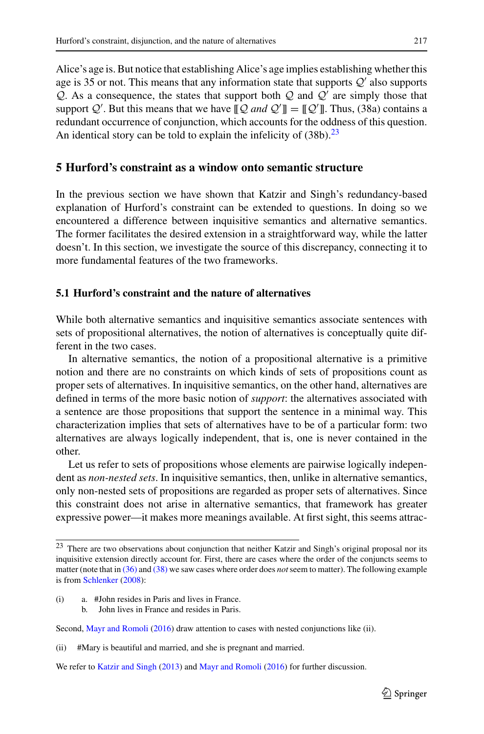Alice's age is. But notice that establishing Alice's age implies establishing whether this age is 35 or not. This means that any information state that supports $\mathcal{Q}'$ also supports $\mathcal{Q}$. As a consequence, the states that support both $\mathcal{Q}$ and $\mathcal{Q}'$ are simply those that support $\mathcal{Q}'$. But this means that we have $[\![\mathcal{Q} \textit{ and } \mathcal{Q}']\!] = [\![\mathcal{Q}']\!]$. Thus, (38a) contains a redundant occurrence of conjunction, which accounts for the oddness of this question. An identical story can be told to explain the infelicity of (38b).[23]

## 5 Hurford's constraint as a window onto semantic structure

In the previous section we have shown that Katzir and Singh's redundancy-based explanation of Hurford's constraint can be extended to questions. In doing so we encountered a difference between inquisitive semantics and alternative semantics. The former facilitates the desired extension in a straightforward way, while the latter doesn't. In this section, we investigate the source of this discrepancy, connecting it to more fundamental features of the two frameworks.

### 5.1 Hurford's constraint and the nature of alternatives

While both alternative semantics and inquisitive semantics associate sentences with sets of propositional alternatives, the notion of alternatives is conceptually quite different in the two cases.

In alternative semantics, the notion of a propositional alternative is a primitive notion and there are no constraints on which kinds of sets of propositions count as proper sets of alternatives. In inquisitive semantics, on the other hand, alternatives are defined in terms of the more basic notion of *support*: the alternatives associated with a sentence are those propositions that support the sentence in a minimal way. This characterization implies that sets of alternatives have to be of a particular form: two alternatives are always logically independent, that is, one is never contained in the other.

Let us refer to sets of propositions whose elements are pairwise logically independent as *non-nested sets*. In inquisitive semantics, then, unlike in alternative semantics, only non-nested sets of propositions are regarded as proper sets of alternatives. Since this constraint does not arise in alternative semantics, that framework has greater expressive power—it makes more meanings available. At first sight, this seems attrac-

---

[23] There are two observations about conjunction that neither Katzir and Singh's original proposal nor its inquisitive extension directly account for. First, there are cases where the order of the conjuncts seems to matter (note that in (36) and (38) we saw cases where order does *not* seem to matter). The following example is from Schlenker (2008):

(i) a. #John resides in Paris and lives in France.
 b. John lives in France and resides in Paris.

Second, Mayr and Romoli (2016) draw attention to cases with nested conjunctions like (ii).

(ii) #Mary is beautiful and married, and she is pregnant and married.

We refer to Katzir and Singh (2013) and Mayr and Romoli (2016) for further discussion.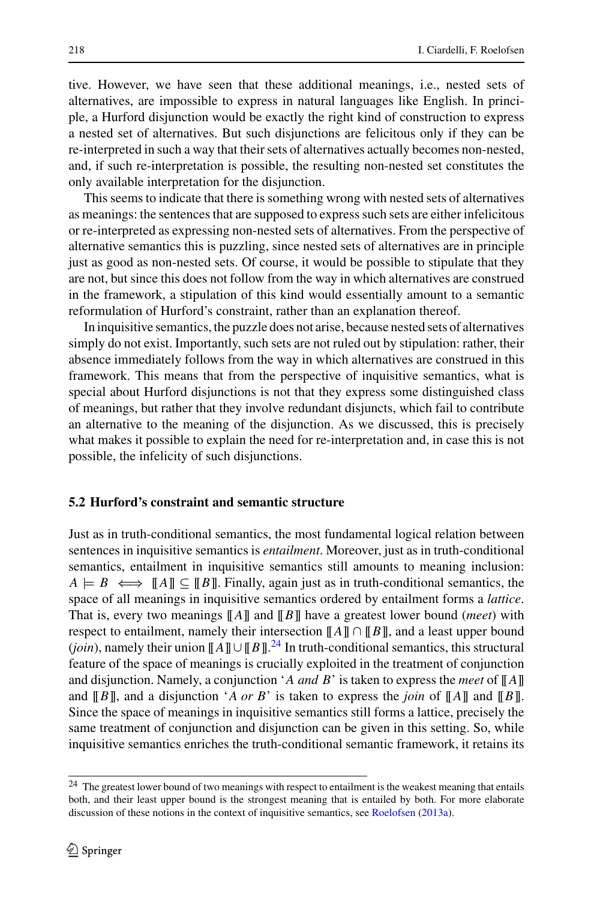tive. However, we have seen that these additional meanings, i.e., nested sets of alternatives, are impossible to express in natural languages like English. In principle, a Hurford disjunction would be exactly the right kind of construction to express a nested set of alternatives. But such disjunctions are felicitous only if they can be re-interpreted in such a way that their sets of alternatives actually becomes non-nested, and, if such re-interpretation is possible, the resulting non-nested set constitutes the only available interpretation for the disjunction.

This seems to indicate that there is something wrong with nested sets of alternatives as meanings: the sentences that are supposed to express such sets are either infelicitous or re-interpreted as expressing non-nested sets of alternatives. From the perspective of alternative semantics this is puzzling, since nested sets of alternatives are in principle just as good as non-nested sets. Of course, it would be possible to stipulate that they are not, but since this does not follow from the way in which alternatives are construed in the framework, a stipulation of this kind would essentially amount to a semantic reformulation of Hurford's constraint, rather than an explanation thereof.

In inquisitive semantics, the puzzle does not arise, because nested sets of alternatives simply do not exist. Importantly, such sets are not ruled out by stipulation: rather, their absence immediately follows from the way in which alternatives are construed in this framework. This means that from the perspective of inquisitive semantics, what is special about Hurford disjunctions is not that they express some distinguished class of meanings, but rather that they involve redundant disjuncts, which fail to contribute an alternative to the meaning of the disjunction. As we discussed, this is precisely what makes it possible to explain the need for re-interpretation and, in case this is not possible, the infelicity of such disjunctions.

### 5.2 Hurford's constraint and semantic structure

Just as in truth-conditional semantics, the most fundamental logical relation between sentences in inquisitive semantics is *entailment*. Moreover, just as in truth-conditional semantics, entailment in inquisitive semantics still amounts to meaning inclusion: $A \models B \iff [\![A]\!] \subseteq [\![B]\!]$. Finally, again just as in truth-conditional semantics, the space of all meanings in inquisitive semantics ordered by entailment forms a *lattice*. That is, every two meanings $[\![A]\!]$ and $[\![B]\!]$ have a greatest lower bound (*meet*) with respect to entailment, namely their intersection $[\![A]\!] \cap [\![B]\!]$, and a least upper bound (*join*), namely their union $[\![A]\!] \cup [\![B]\!]$.[24] In truth-conditional semantics, this structural feature of the space of meanings is crucially exploited in the treatment of conjunction and disjunction. Namely, a conjunction '*A and B*' is taken to express the *meet* of $[\![A]\!]$ and $[\![B]\!]$, and a disjunction '*A or B*' is taken to express the *join* of $[\![A]\!]$ and $[\![B]\!]$. Since the space of meanings in inquisitive semantics still forms a lattice, precisely the same treatment of conjunction and disjunction can be given in this setting. So, while inquisitive semantics enriches the truth-conditional semantic framework, it retains its

[24] The greatest lower bound of two meanings with respect to entailment is the weakest meaning that entails both, and their least upper bound is the strongest meaning that is entailed by both. For more elaborate discussion of these notions in the context of inquisitive semantics, see Roelofsen (2013a).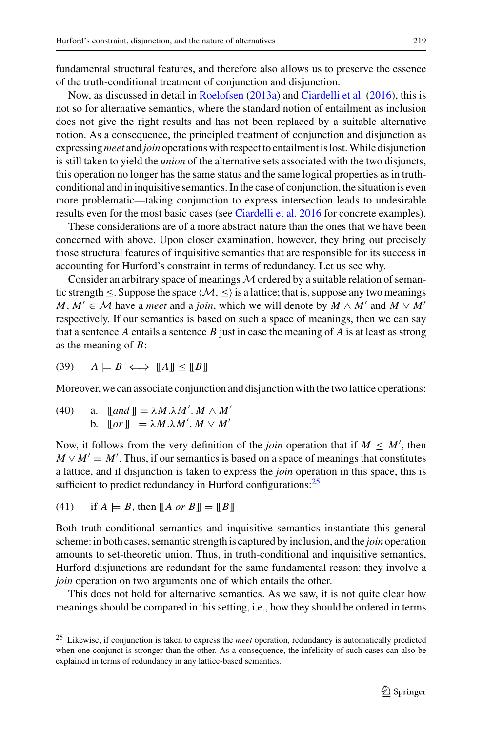fundamental structural features, and therefore also allows us to preserve the essence of the truth-conditional treatment of conjunction and disjunction.

Now, as discussed in detail in Roelofsen (2013a) and Ciardelli et al. (2016), this is not so for alternative semantics, where the standard notion of entailment as inclusion does not give the right results and has not been replaced by a suitable alternative notion. As a consequence, the principled treatment of conjunction and disjunction as expressing *meet* and *join* operations with respect to entailment is lost. While disjunction is still taken to yield the *union* of the alternative sets associated with the two disjuncts, this operation no longer has the same status and the same logical properties as in truth-conditional and in inquisitive semantics. In the case of conjunction, the situation is even more problematic—taking conjunction to express intersection leads to undesirable results even for the most basic cases (see Ciardelli et al. 2016 for concrete examples).

These considerations are of a more abstract nature than the ones that we have been concerned with above. Upon closer examination, however, they bring out precisely those structural features of inquisitive semantics that are responsible for its success in accounting for Hurford's constraint in terms of redundancy. Let us see why.

Consider an arbitrary space of meanings $\mathcal{M}$ ordered by a suitable relation of semantic strength $\leq$. Suppose the space $\langle \mathcal{M}, \leq \rangle$ is a lattice; that is, suppose any two meanings $M, M' \in \mathcal{M}$ have a *meet* and a *join*, which we will denote by $M \wedge M'$ and $M \vee M'$ respectively. If our semantics is based on such a space of meanings, then we can say that a sentence $A$ entails a sentence $B$ just in case the meaning of $A$ is at least as strong as the meaning of $B$:

(39) $A \models B \iff [\![A]\!] \leq [\![B]\!]$

Moreover, we can associate conjunction and disjunction with the two lattice operations:

(40) a. $[\![and]\!] = \lambda M.\lambda M'.\, M \wedge M'$
b. $[\![or]\!] \;= \lambda M.\lambda M'.\, M \vee M'$

Now, it follows from the very definition of the *join* operation that if $M \leq M'$, then $M \vee M' = M'$. Thus, if our semantics is based on a space of meanings that constitutes a lattice, and if disjunction is taken to express the *join* operation in this space, this is sufficient to predict redundancy in Hurford configurations:[25]

(41) if $A \models B$, then $[\![A \; or \; B]\!] = [\![B]\!]$

Both truth-conditional semantics and inquisitive semantics instantiate this general scheme: in both cases, semantic strength is captured by inclusion, and the *join* operation amounts to set-theoretic union. Thus, in truth-conditional and inquisitive semantics, Hurford disjunctions are redundant for the same fundamental reason: they involve a *join* operation on two arguments one of which entails the other.

This does not hold for alternative semantics. As we saw, it is not quite clear how meanings should be compared in this setting, i.e., how they should be ordered in terms

[25] Likewise, if conjunction is taken to express the *meet* operation, redundancy is automatically predicted when one conjunct is stronger than the other. As a consequence, the infelicity of such cases can also be explained in terms of redundancy in any lattice-based semantics.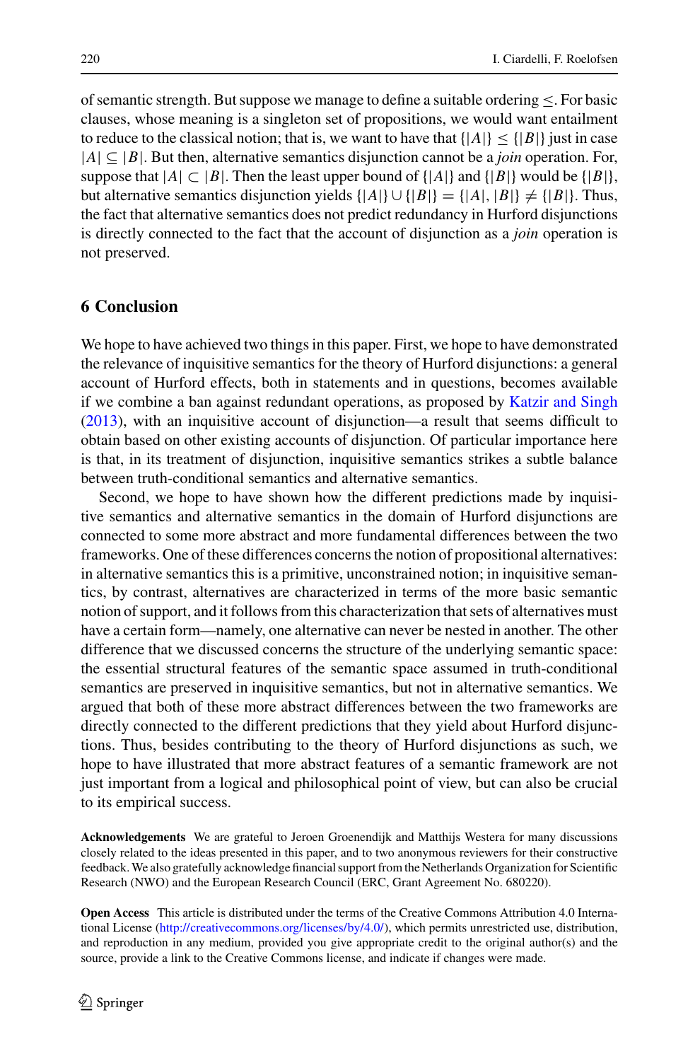of semantic strength. But suppose we manage to define a suitable ordering $\leq$. For basic clauses, whose meaning is a singleton set of propositions, we would want entailment to reduce to the classical notion; that is, we want to have that $\{|A|\} \leq \{|B|\}$ just in case $|A| \subseteq |B|$. But then, alternative semantics disjunction cannot be a *join* operation. For, suppose that $|A| \subset |B|$. Then the least upper bound of $\{|A|\}$ and $\{|B|\}$ would be $\{|B|\}$, but alternative semantics disjunction yields $\{|A|\} \cup \{|B|\} = \{|A|, |B|\} \neq \{|B|\}$. Thus, the fact that alternative semantics does not predict redundancy in Hurford disjunctions is directly connected to the fact that the account of disjunction as a *join* operation is not preserved.

## 6 Conclusion

We hope to have achieved two things in this paper. First, we hope to have demonstrated the relevance of inquisitive semantics for the theory of Hurford disjunctions: a general account of Hurford effects, both in statements and in questions, becomes available if we combine a ban against redundant operations, as proposed by Katzir and Singh (2013), with an inquisitive account of disjunction—a result that seems difficult to obtain based on other existing accounts of disjunction. Of particular importance here is that, in its treatment of disjunction, inquisitive semantics strikes a subtle balance between truth-conditional semantics and alternative semantics.

Second, we hope to have shown how the different predictions made by inquisitive semantics and alternative semantics in the domain of Hurford disjunctions are connected to some more abstract and more fundamental differences between the two frameworks. One of these differences concerns the notion of propositional alternatives: in alternative semantics this is a primitive, unconstrained notion; in inquisitive semantics, by contrast, alternatives are characterized in terms of the more basic semantic notion of support, and it follows from this characterization that sets of alternatives must have a certain form—namely, one alternative can never be nested in another. The other difference that we discussed concerns the structure of the underlying semantic space: the essential structural features of the semantic space assumed in truth-conditional semantics are preserved in inquisitive semantics, but not in alternative semantics. We argued that both of these more abstract differences between the two frameworks are directly connected to the different predictions that they yield about Hurford disjunctions. Thus, besides contributing to the theory of Hurford disjunctions as such, we hope to have illustrated that more abstract features of a semantic framework are not just important from a logical and philosophical point of view, but can also be crucial to its empirical success.

**Acknowledgements** We are grateful to Jeroen Groenendijk and Matthijs Westera for many discussions closely related to the ideas presented in this paper, and to two anonymous reviewers for their constructive feedback. We also gratefully acknowledge financial support from the Netherlands Organization for Scientific Research (NWO) and the European Research Council (ERC, Grant Agreement No. 680220).

**Open Access** This article is distributed under the terms of the Creative Commons Attribution 4.0 International License (http://creativecommons.org/licenses/by/4.0/), which permits unrestricted use, distribution, and reproduction in any medium, provided you give appropriate credit to the original author(s) and the source, provide a link to the Creative Commons license, and indicate if changes were made.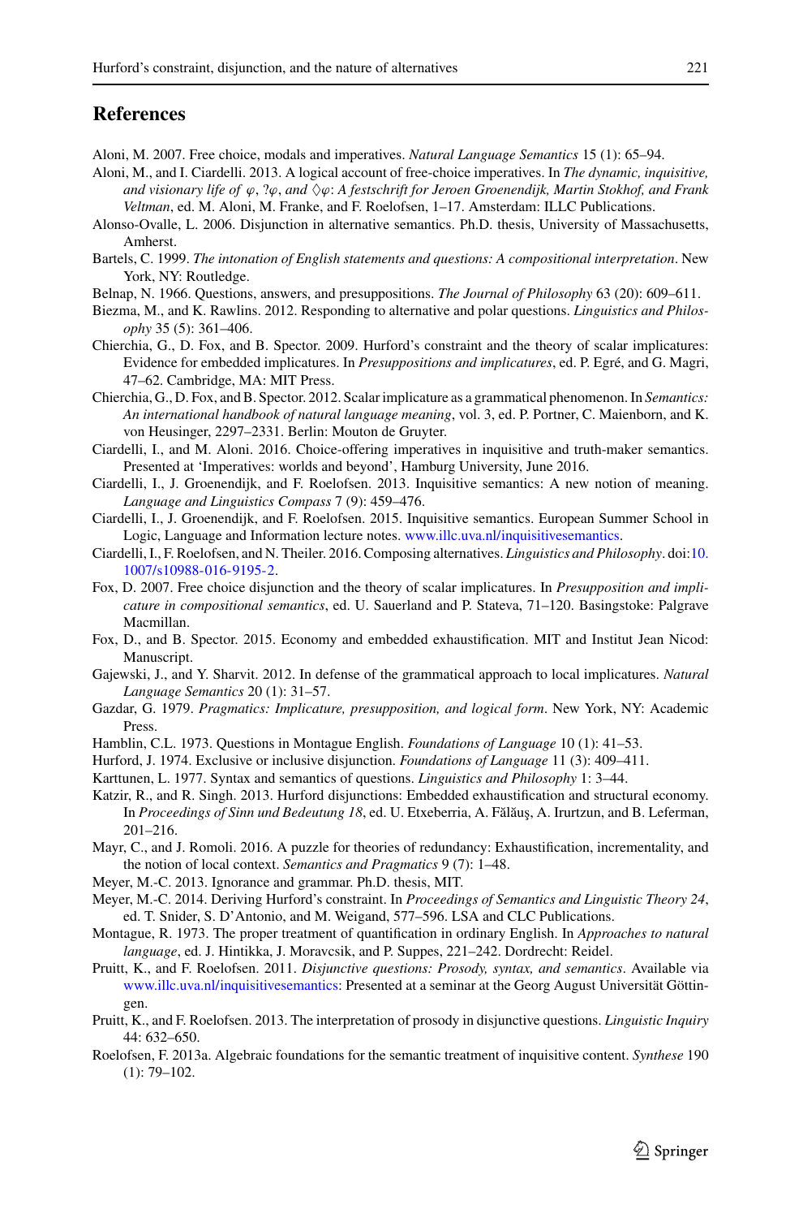## References

Aloni, M. 2007. Free choice, modals and imperatives. *Natural Language Semantics* 15 (1): 65–94.

Aloni, M., and I. Ciardelli. 2013. A logical account of free-choice imperatives. In *The dynamic, inquisitive, and visionary life of $\varphi$, ?$\varphi$, and $\Diamond\varphi$: A festschrift for Jeroen Groenendijk, Martin Stokhof, and Frank Veltman*, ed. M. Aloni, M. Franke, and F. Roelofsen, 1–17. Amsterdam: ILLC Publications.

Alonso-Ovalle, L. 2006. Disjunction in alternative semantics. Ph.D. thesis, University of Massachusetts, Amherst.

Bartels, C. 1999. *The intonation of English statements and questions: A compositional interpretation*. New York, NY: Routledge.

Belnap, N. 1966. Questions, answers, and presuppositions. *The Journal of Philosophy* 63 (20): 609–611.

Biezma, M., and K. Rawlins. 2012. Responding to alternative and polar questions. *Linguistics and Philosophy* 35 (5): 361–406.

Chierchia, G., D. Fox, and B. Spector. 2009. Hurford's constraint and the theory of scalar implicatures: Evidence for embedded implicatures. In *Presuppositions and implicatures*, ed. P. Egré, and G. Magri, 47–62. Cambridge, MA: MIT Press.

Chierchia, G., D. Fox, and B. Spector. 2012. Scalar implicature as a grammatical phenomenon. In *Semantics: An international handbook of natural language meaning*, vol. 3, ed. P. Portner, C. Maienborn, and K. von Heusinger, 2297–2331. Berlin: Mouton de Gruyter.

Ciardelli, I., and M. Aloni. 2016. Choice-offering imperatives in inquisitive and truth-maker semantics. Presented at 'Imperatives: worlds and beyond', Hamburg University, June 2016.

Ciardelli, I., J. Groenendijk, and F. Roelofsen. 2013. Inquisitive semantics: A new notion of meaning. *Language and Linguistics Compass* 7 (9): 459–476.

Ciardelli, I., J. Groenendijk, and F. Roelofsen. 2015. Inquisitive semantics. European Summer School in Logic, Language and Information lecture notes. www.illc.uva.nl/inquisitivesemantics.

Ciardelli, I., F. Roelofsen, and N. Theiler. 2016. Composing alternatives. *Linguistics and Philosophy*. doi:10.1007/s10988-016-9195-2.

Fox, D. 2007. Free choice disjunction and the theory of scalar implicatures. In *Presupposition and implicature in compositional semantics*, ed. U. Sauerland and P. Stateva, 71–120. Basingstoke: Palgrave Macmillan.

Fox, D., and B. Spector. 2015. Economy and embedded exhaustification. MIT and Institut Jean Nicod: Manuscript.

Gajewski, J., and Y. Sharvit. 2012. In defense of the grammatical approach to local implicatures. *Natural Language Semantics* 20 (1): 31–57.

Gazdar, G. 1979. *Pragmatics: Implicature, presupposition, and logical form*. New York, NY: Academic Press.

Hamblin, C.L. 1973. Questions in Montague English. *Foundations of Language* 10 (1): 41–53.

Hurford, J. 1974. Exclusive or inclusive disjunction. *Foundations of Language* 11 (3): 409–411.

Karttunen, L. 1977. Syntax and semantics of questions. *Linguistics and Philosophy* 1: 3–44.

Katzir, R., and R. Singh. 2013. Hurford disjunctions: Embedded exhaustification and structural economy. In *Proceedings of Sinn und Bedeutung 18*, ed. U. Etxeberria, A. Fălăuş, A. Irurtzun, and B. Leferman, 201–216.

Mayr, C., and J. Romoli. 2016. A puzzle for theories of redundancy: Exhaustification, incrementality, and the notion of local context. *Semantics and Pragmatics* 9 (7): 1–48.

Meyer, M.-C. 2013. Ignorance and grammar. Ph.D. thesis, MIT.

Meyer, M.-C. 2014. Deriving Hurford's constraint. In *Proceedings of Semantics and Linguistic Theory 24*, ed. T. Snider, S. D'Antonio, and M. Weigand, 577–596. LSA and CLC Publications.

Montague, R. 1973. The proper treatment of quantification in ordinary English. In *Approaches to natural language*, ed. J. Hintikka, J. Moravcsik, and P. Suppes, 221–242. Dordrecht: Reidel.

Pruitt, K., and F. Roelofsen. 2011. *Disjunctive questions: Prosody, syntax, and semantics*. Available via www.illc.uva.nl/inquisitivesemantics: Presented at a seminar at the Georg August Universität Göttingen.

Pruitt, K., and F. Roelofsen. 2013. The interpretation of prosody in disjunctive questions. *Linguistic Inquiry* 44: 632–650.

Roelofsen, F. 2013a. Algebraic foundations for the semantic treatment of inquisitive content. *Synthese* 190 (1): 79–102.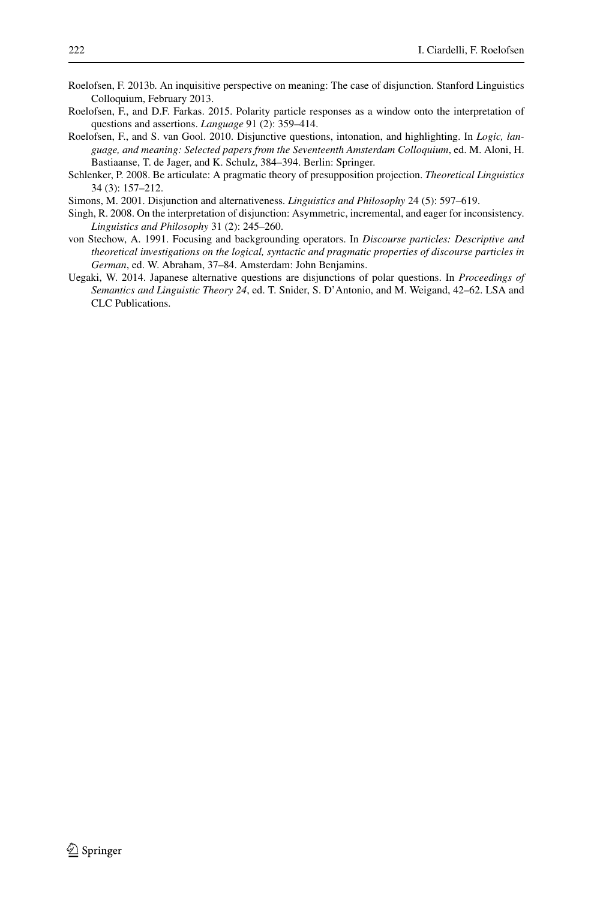Roelofsen, F. 2013b. An inquisitive perspective on meaning: The case of disjunction. Stanford Linguistics Colloquium, February 2013.

Roelofsen, F., and D.F. Farkas. 2015. Polarity particle responses as a window onto the interpretation of questions and assertions. *Language* 91 (2): 359–414.

Roelofsen, F., and S. van Gool. 2010. Disjunctive questions, intonation, and highlighting. In *Logic, language, and meaning: Selected papers from the Seventeenth Amsterdam Colloquium*, ed. M. Aloni, H. Bastiaanse, T. de Jager, and K. Schulz, 384–394. Berlin: Springer.

Schlenker, P. 2008. Be articulate: A pragmatic theory of presupposition projection. *Theoretical Linguistics* 34 (3): 157–212.

Simons, M. 2001. Disjunction and alternativeness. *Linguistics and Philosophy* 24 (5): 597–619.

Singh, R. 2008. On the interpretation of disjunction: Asymmetric, incremental, and eager for inconsistency. *Linguistics and Philosophy* 31 (2): 245–260.

von Stechow, A. 1991. Focusing and backgrounding operators. In *Discourse particles: Descriptive and theoretical investigations on the logical, syntactic and pragmatic properties of discourse particles in German*, ed. W. Abraham, 37–84. Amsterdam: John Benjamins.

Uegaki, W. 2014. Japanese alternative questions are disjunctions of polar questions. In *Proceedings of Semantics and Linguistic Theory 24*, ed. T. Snider, S. D'Antonio, and M. Weigand, 42–62. LSA and CLC Publications.